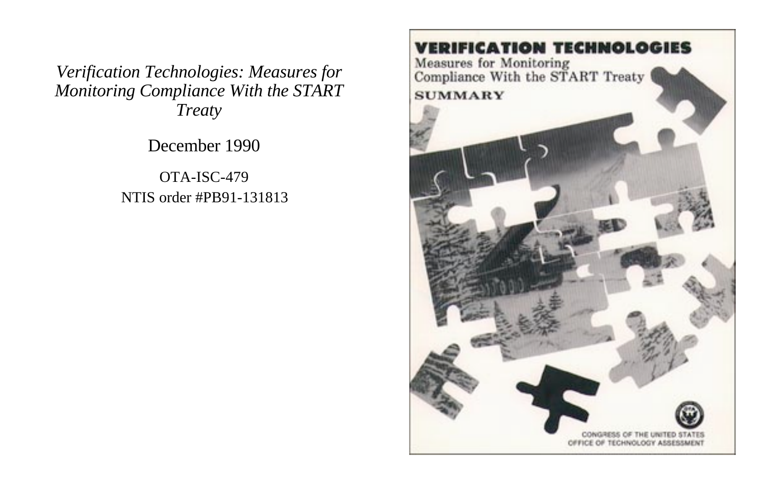*Verification Technologies: Measures for Monitoring Compliance With the START Treaty*

December 1990

OTA-ISC-479

NTIS order #PB91-131813

# VERIFICATION TECHNOLOGIES

Measures for Monitoring Compliance With the START Treaty

SUMMARY

CONGRESS OF THE UNITED STATES
OFFICE OF TECHNOLOGY ASSESSMENT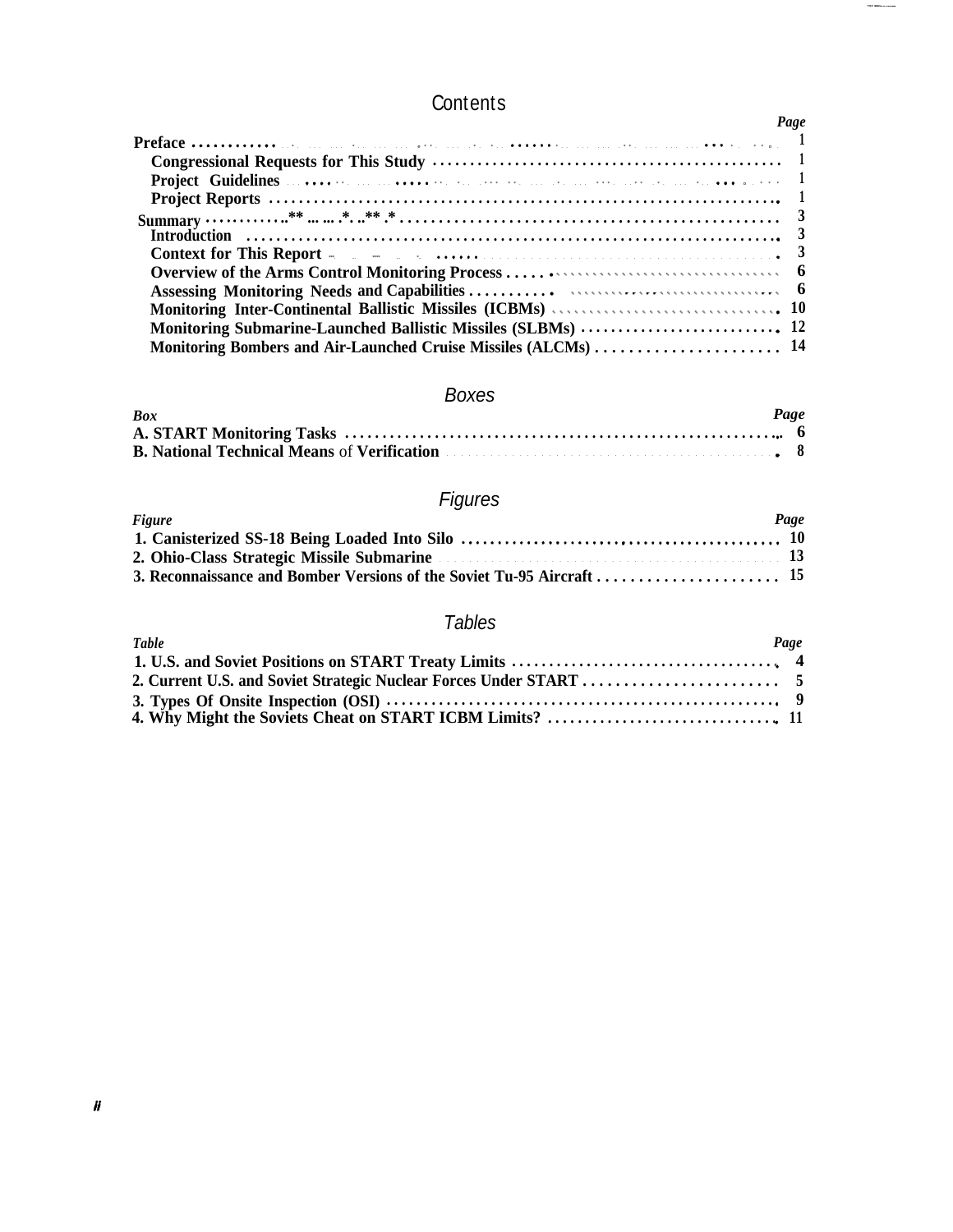# Contents

| | Page |
|---|---|
| **Preface** | 1 |
| **Congressional Requests for This Study** | 1 |
| **Project Guidelines** | 1 |
| **Project Reports** | 1 |
| **Summary** | 3 |
| **Introduction** | 3 |
| **Context for This Report** | 3 |
| **Overview of the Arms Control Monitoring Process** | 6 |
| **Assessing Monitoring Needs and Capabilities** | 6 |
| **Monitoring Inter-Continental Ballistic Missiles (ICBMs)** | 10 |
| **Monitoring Submarine-Launched Ballistic Missiles (SLBMs)** | 12 |
| **Monitoring Bombers and Air-Launched Cruise Missiles (ALCMs)** | 14 |

## Boxes

| *Box* | *Page* |
|---|---|
| **A. START Monitoring Tasks** | 6 |
| **B. National Technical Means of Verification** | 8 |

## Figures

| *Figure* | *Page* |
|---|---|
| **1. Canisterized SS-18 Being Loaded Into Silo** | 10 |
| **2. Ohio-Class Strategic Missile Submarine** | 13 |
| **3. Reconnaissance and Bomber Versions of the Soviet Tu-95 Aircraft** | 15 |

## Tables

| *Table* | *Page* |
|---|---|
| **1. U.S. and Soviet Positions on START Treaty Limits** | 4 |
| **2. Current U.S. and Soviet Strategic Nuclear Forces Under START** | 5 |
| **3. Types Of Onsite Inspection (OSI)** | 9 |
| **4. Why Might the Soviets Cheat on START ICBM Limits?** | 11 |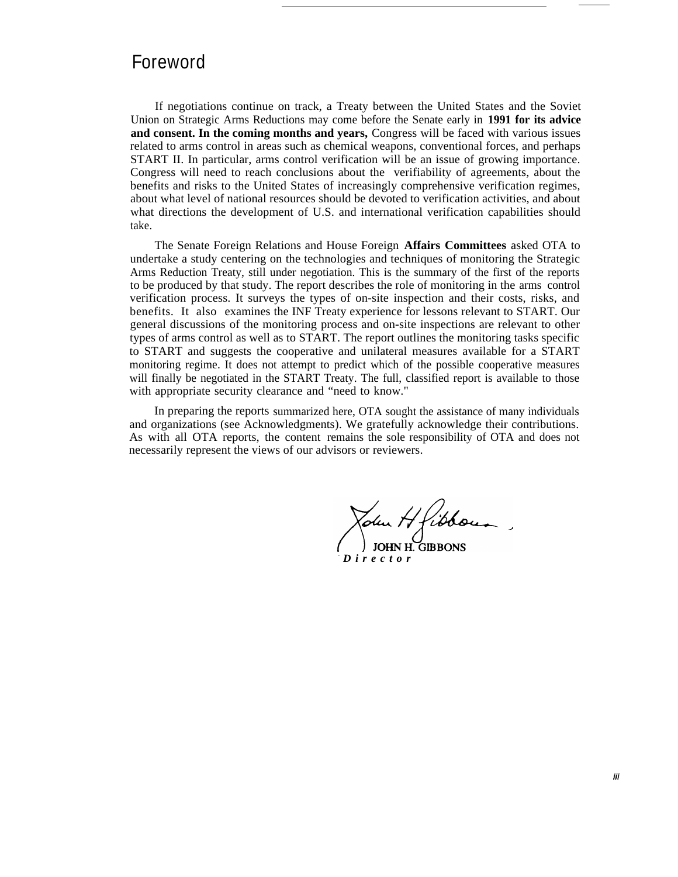# Foreword

If negotiations continue on track, a Treaty between the United States and the Soviet Union on Strategic Arms Reductions may come before the Senate early in 1991 for its advice and consent. In the coming months and years, Congress will be faced with various issues related to arms control in areas such as chemical weapons, conventional forces, and perhaps START II. In particular, arms control verification will be an issue of growing importance. Congress will need to reach conclusions about the verifiability of agreements, about the benefits and risks to the United States of increasingly comprehensive verification regimes, about what level of national resources should be devoted to verification activities, and about what directions the development of U.S. and international verification capabilities should take.

The Senate Foreign Relations and House Foreign Affairs Committees asked OTA to undertake a study centering on the technologies and techniques of monitoring the Strategic Arms Reduction Treaty, still under negotiation. This is the summary of the first of the reports to be produced by that study. The report describes the role of monitoring in the arms control verification process. It surveys the types of on-site inspection and their costs, risks, and benefits. It also examines the INF Treaty experience for lessons relevant to START. Our general discussions of the monitoring process and on-site inspections are relevant to other types of arms control as well as to START. The report outlines the monitoring tasks specific to START and suggests the cooperative and unilateral measures available for a START monitoring regime. It does not attempt to predict which of the possible cooperative measures will finally be negotiated in the START Treaty. The full, classified report is available to those with appropriate security clearance and "need to know."

In preparing the reports summarized here, OTA sought the assistance of many individuals and organizations (see Acknowledgments). We gratefully acknowledge their contributions. As with all OTA reports, the content remains the sole responsibility of OTA and does not necessarily represent the views of our advisors or reviewers.

JOHN H. GIBBONS
*Director*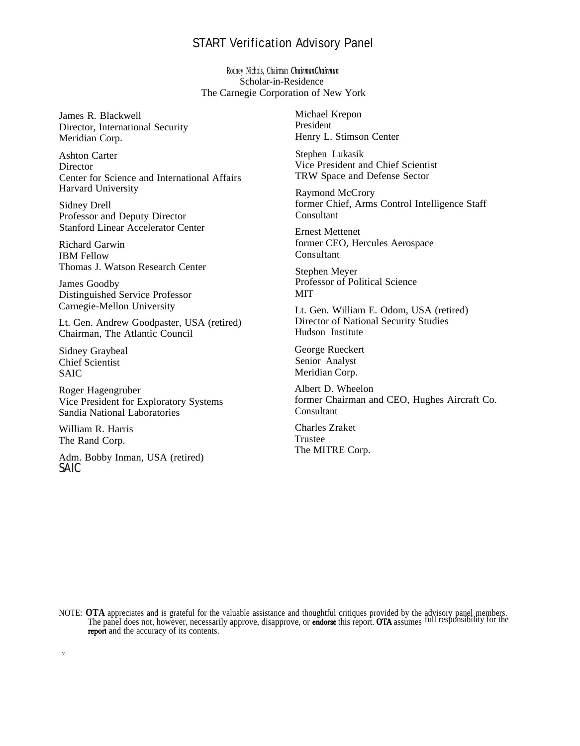# START Verification Advisory Panel

Rodney Nichols, Chairman
Scholar-in-Residence
The Carnegie Corporation of New York

James R. Blackwell
Director, International Security
Meridian Corp.

Ashton Carter
Director
Center for Science and International Affairs
Harvard University

Sidney Drell
Professor and Deputy Director
Stanford Linear Accelerator Center

Richard Garwin
IBM Fellow
Thomas J. Watson Research Center

James Goodby
Distinguished Service Professor
Carnegie-Mellon University

Lt. Gen. Andrew Goodpaster, USA (retired)
Chairman, The Atlantic Council

Sidney Graybeal
Chief Scientist
SAIC

Roger Hagengruber
Vice President for Exploratory Systems
Sandia National Laboratories

William R. Harris
The Rand Corp.

Adm. Bobby Inman, USA (retired)
SAIC

Michael Krepon
President
Henry L. Stimson Center

Stephen Lukasik
Vice President and Chief Scientist
TRW Space and Defense Sector

Raymond McCrory
former Chief, Arms Control Intelligence Staff
Consultant

Ernest Mettenet
former CEO, Hercules Aerospace
Consultant

Stephen Meyer
Professor of Political Science
MIT

Lt. Gen. William E. Odom, USA (retired)
Director of National Security Studies
Hudson Institute

George Rueckert
Senior Analyst
Meridian Corp.

Albert D. Wheelon
former Chairman and CEO, Hughes Aircraft Co.
Consultant

Charles Zraket
Trustee
The MITRE Corp.

NOTE: **OTA** appreciates and is grateful for the valuable assistance and thoughtful critiques provided by the advisory panel members. The panel does not, however, necessarily approve, disapprove, or endorse this report. OTA assumes full responsibility for the report and the accuracy of its contents.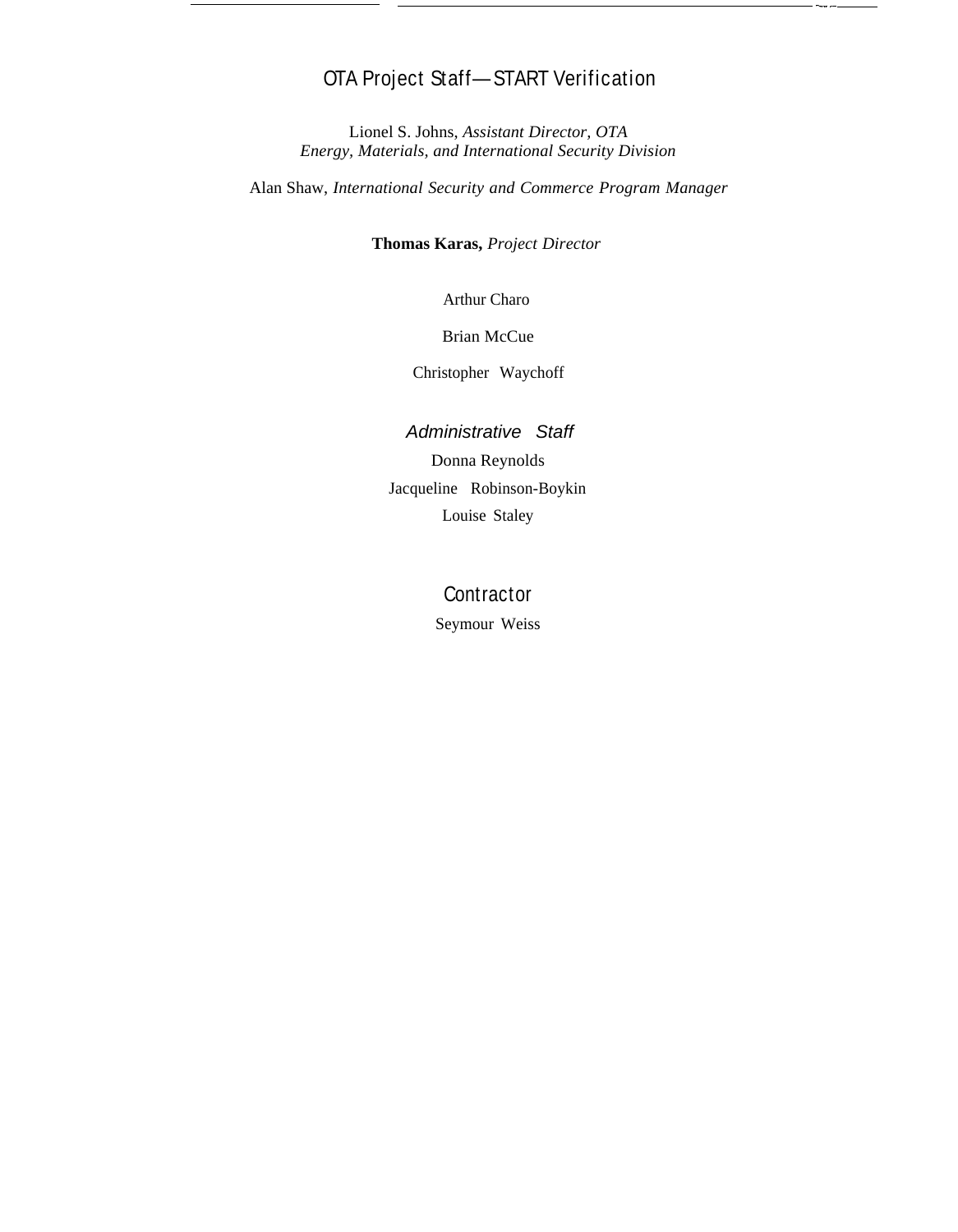# OTA Project Staff—START Verification

Lionel S. Johns, *Assistant Director, OTA*
*Energy, Materials, and International Security Division*

Alan Shaw, *International Security and Commerce Program Manager*

**Thomas Karas,** *Project Director*

Arthur Charo

Brian McCue

Christopher Waychoff

## *Administrative Staff*

Donna Reynolds

Jacqueline Robinson-Boykin

Louise Staley

## Contractor

Seymour Weiss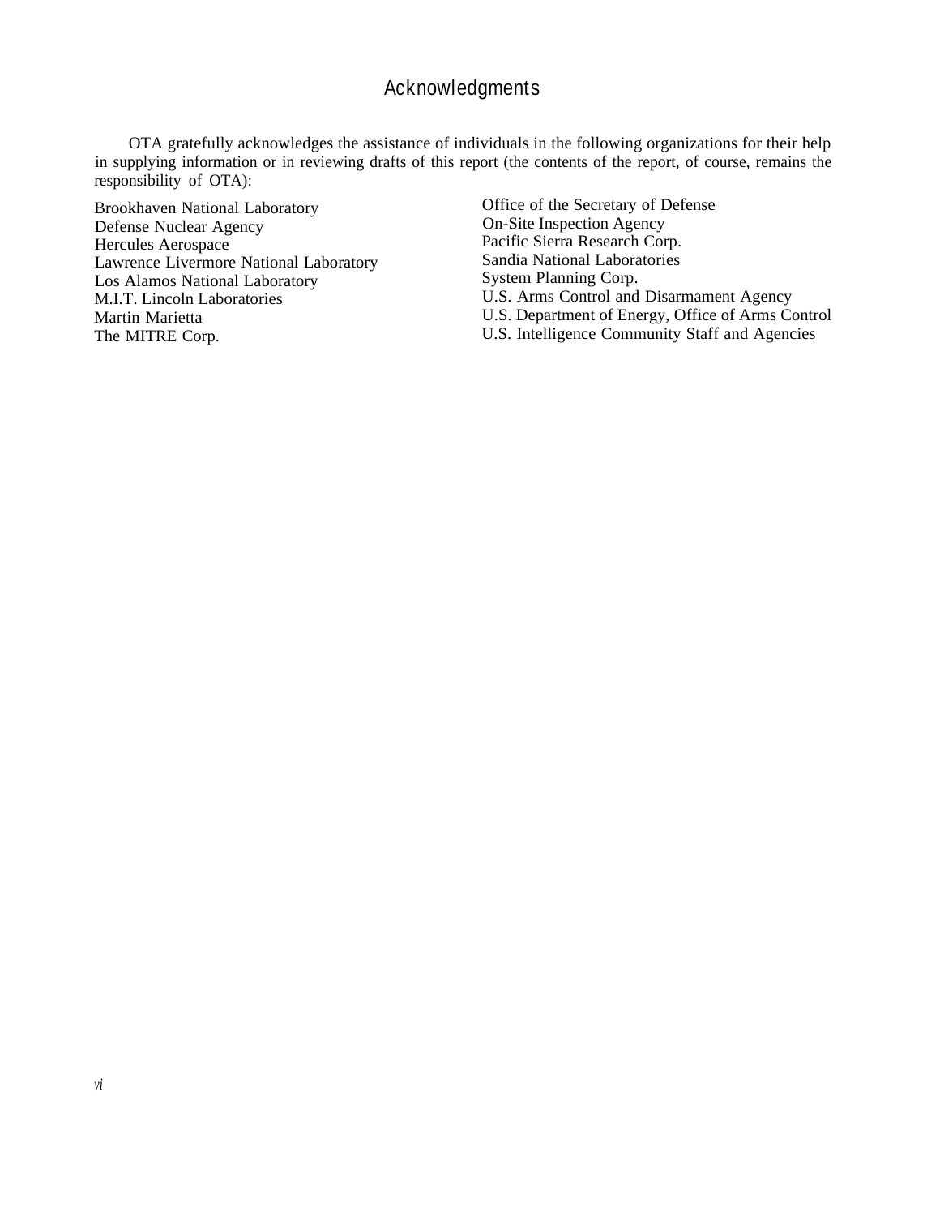# Acknowledgments

OTA gratefully acknowledges the assistance of individuals in the following organizations for their help in supplying information or in reviewing drafts of this report (the contents of the report, of course, remains the responsibility of OTA):

Brookhaven National Laboratory
Defense Nuclear Agency
Hercules Aerospace
Lawrence Livermore National Laboratory
Los Alamos National Laboratory
M.I.T. Lincoln Laboratories
Martin Marietta
The MITRE Corp.
Office of the Secretary of Defense
On-Site Inspection Agency
Pacific Sierra Research Corp.
Sandia National Laboratories
System Planning Corp.
U.S. Arms Control and Disarmament Agency
U.S. Department of Energy, Office of Arms Control
U.S. Intelligence Community Staff and Agencies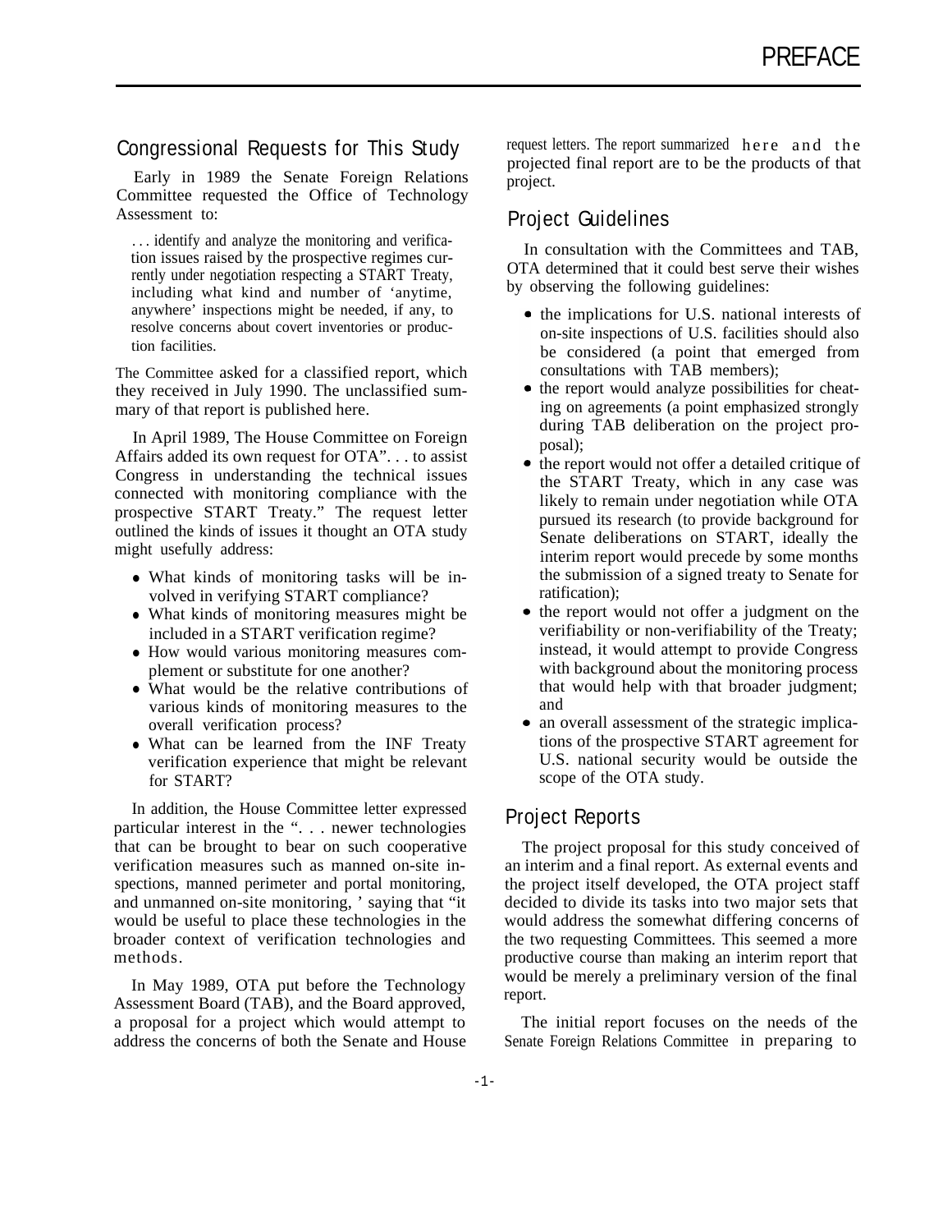# PREFACE

## Congressional Requests for This Study

Early in 1989 the Senate Foreign Relations Committee requested the Office of Technology Assessment to:

> . . . identify and analyze the monitoring and verification issues raised by the prospective regimes currently under negotiation respecting a START Treaty, including what kind and number of 'anytime, anywhere' inspections might be needed, if any, to resolve concerns about covert inventories or production facilities.

The Committee asked for a classified report, which they received in July 1990. The unclassified summary of that report is published here.

In April 1989, The House Committee on Foreign Affairs added its own request for OTA". . . to assist Congress in understanding the technical issues connected with monitoring compliance with the prospective START Treaty." The request letter outlined the kinds of issues it thought an OTA study might usefully address:

- What kinds of monitoring tasks will be involved in verifying START compliance?
- What kinds of monitoring measures might be included in a START verification regime?
- How would various monitoring measures complement or substitute for one another?
- What would be the relative contributions of various kinds of monitoring measures to the overall verification process?
- What can be learned from the INF Treaty verification experience that might be relevant for START?

In addition, the House Committee letter expressed particular interest in the ". . . newer technologies that can be brought to bear on such cooperative verification measures such as manned on-site inspections, manned perimeter and portal monitoring, and unmanned on-site monitoring, ' saying that "it would be useful to place these technologies in the broader context of verification technologies and methods.

In May 1989, OTA put before the Technology Assessment Board (TAB), and the Board approved, a proposal for a project which would attempt to address the concerns of both the Senate and House request letters. The report summarized here and the projected final report are to be the products of that project.

## Project Guidelines

In consultation with the Committees and TAB, OTA determined that it could best serve their wishes by observing the following guidelines:

- the implications for U.S. national interests of on-site inspections of U.S. facilities should also be considered (a point that emerged from consultations with TAB members);
- the report would analyze possibilities for cheating on agreements (a point emphasized strongly during TAB deliberation on the project proposal);
- the report would not offer a detailed critique of the START Treaty, which in any case was likely to remain under negotiation while OTA pursued its research (to provide background for Senate deliberations on START, ideally the interim report would precede by some months the submission of a signed treaty to Senate for ratification);
- the report would not offer a judgment on the verifiability or non-verifiability of the Treaty; instead, it would attempt to provide Congress with background about the monitoring process that would help with that broader judgment; and
- an overall assessment of the strategic implications of the prospective START agreement for U.S. national security would be outside the scope of the OTA study.

## Project Reports

The project proposal for this study conceived of an interim and a final report. As external events and the project itself developed, the OTA project staff decided to divide its tasks into two major sets that would address the somewhat differing concerns of the two requesting Committees. This seemed a more productive course than making an interim report that would be merely a preliminary version of the final report.

The initial report focuses on the needs of the Senate Foreign Relations Committee in preparing to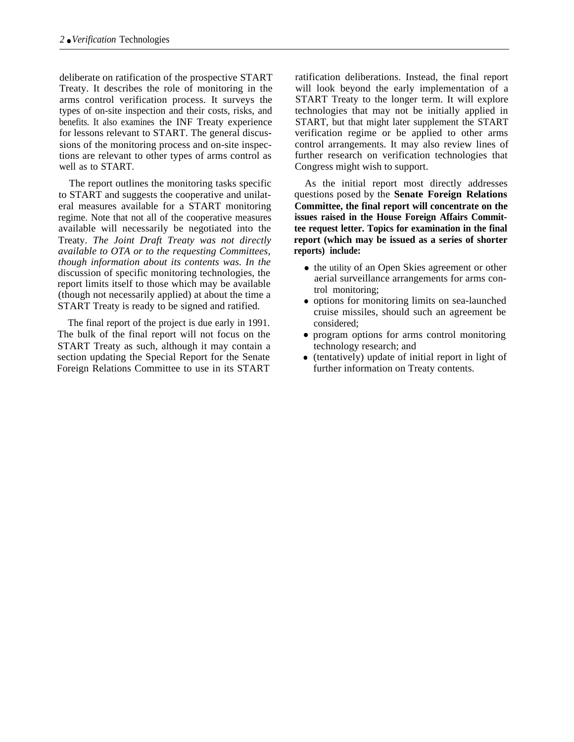deliberate on ratification of the prospective START Treaty. It describes the role of monitoring in the arms control verification process. It surveys the types of on-site inspection and their costs, risks, and benefits. It also examines the INF Treaty experience for lessons relevant to START. The general discussions of the monitoring process and on-site inspections are relevant to other types of arms control as well as to START.

The report outlines the monitoring tasks specific to START and suggests the cooperative and unilateral measures available for a START monitoring regime. Note that not all of the cooperative measures available will necessarily be negotiated into the Treaty. *The Joint Draft Treaty was not directly available to OTA or to the requesting Committees, though information about its contents was. In the* discussion of specific monitoring technologies, the report limits itself to those which may be available (though not necessarily applied) at about the time a START Treaty is ready to be signed and ratified.

The final report of the project is due early in 1991. The bulk of the final report will not focus on the START Treaty as such, although it may contain a section updating the Special Report for the Senate Foreign Relations Committee to use in its START ratification deliberations. Instead, the final report will look beyond the early implementation of a START Treaty to the longer term. It will explore technologies that may not be initially applied in START, but that might later supplement the START verification regime or be applied to other arms control arrangements. It may also review lines of further research on verification technologies that Congress might wish to support.

As the initial report most directly addresses questions posed by the **Senate Foreign Relations Committee, the final report will concentrate on the issues raised in the House Foreign Affairs Committee request letter. Topics for examination in the final report (which may be issued as a series of shorter reports) include:**

- the utility of an Open Skies agreement or other aerial surveillance arrangements for arms control monitoring;
- options for monitoring limits on sea-launched cruise missiles, should such an agreement be considered;
- program options for arms control monitoring technology research; and
- (tentatively) update of initial report in light of further information on Treaty contents.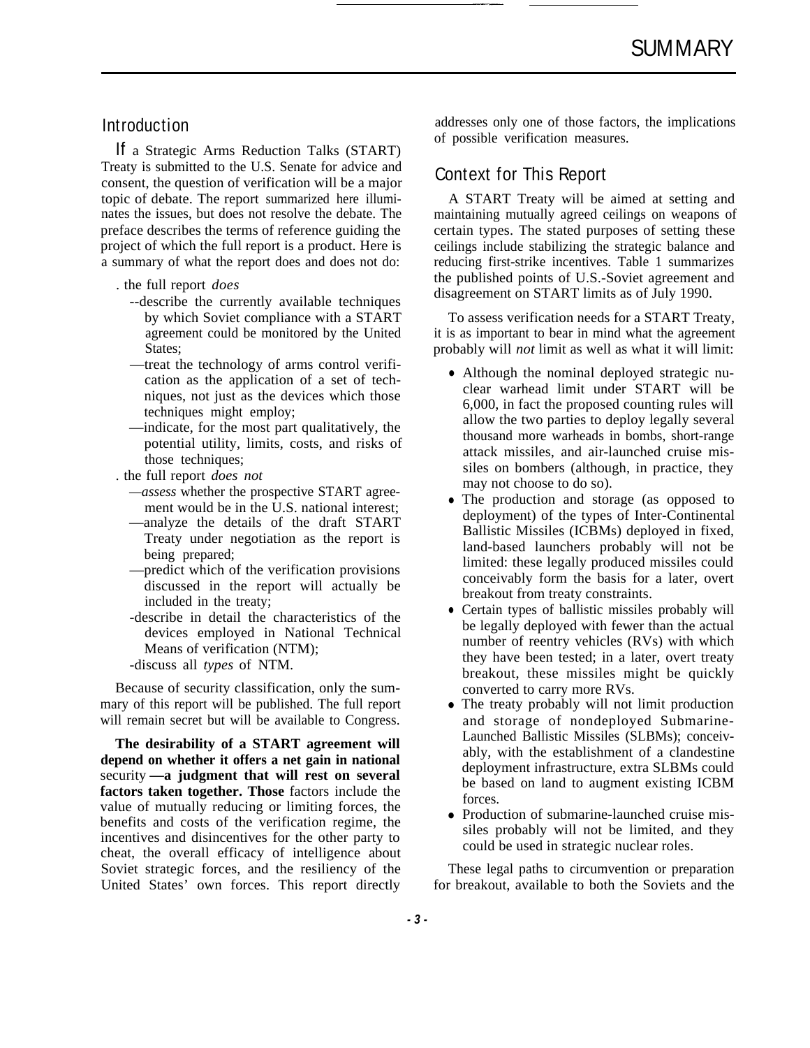# SUMMARY

## Introduction

If a Strategic Arms Reduction Talks (START) Treaty is submitted to the U.S. Senate for advice and consent, the question of verification will be a major topic of debate. The report summarized here illuminates the issues, but does not resolve the debate. The preface describes the terms of reference guiding the project of which the full report is a product. Here is a summary of what the report does and does not do:

- the full report *does*
  - —describe the currently available techniques by which Soviet compliance with a START agreement could be monitored by the United States;
  - —treat the technology of arms control verification as the application of a set of techniques, not just as the devices which those techniques might employ;
  - —indicate, for the most part qualitatively, the potential utility, limits, costs, and risks of those techniques;
- the full report *does not*
  - —*assess* whether the prospective START agreement would be in the U.S. national interest;
  - —analyze the details of the draft START Treaty under negotiation as the report is being prepared;
  - —predict which of the verification provisions discussed in the report will actually be included in the treaty;
  - —describe in detail the characteristics of the devices employed in National Technical Means of verification (NTM);
  - —discuss all *types* of NTM.

Because of security classification, only the summary of this report will be published. The full report will remain secret but will be available to Congress.

**The desirability of a START agreement will depend on whether it offers a net gain in national** security **—a judgment that will rest on several factors taken together. Those** factors include the value of mutually reducing or limiting forces, the benefits and costs of the verification regime, the incentives and disincentives for the other party to cheat, the overall efficacy of intelligence about Soviet strategic forces, and the resiliency of the United States' own forces. This report directly addresses only one of those factors, the implications of possible verification measures.

## Context for This Report

A START Treaty will be aimed at setting and maintaining mutually agreed ceilings on weapons of certain types. The stated purposes of setting these ceilings include stabilizing the strategic balance and reducing first-strike incentives. Table 1 summarizes the published points of U.S.-Soviet agreement and disagreement on START limits as of July 1990.

To assess verification needs for a START Treaty, it is as important to bear in mind what the agreement probably will *not* limit as well as what it will limit:

- Although the nominal deployed strategic nuclear warhead limit under START will be 6,000, in fact the proposed counting rules will allow the two parties to deploy legally several thousand more warheads in bombs, short-range attack missiles, and air-launched cruise missiles on bombers (although, in practice, they may not choose to do so).
- The production and storage (as opposed to deployment) of the types of Inter-Continental Ballistic Missiles (ICBMs) deployed in fixed, land-based launchers probably will not be limited: these legally produced missiles could conceivably form the basis for a later, overt breakout from treaty constraints.
- Certain types of ballistic missiles probably will be legally deployed with fewer than the actual number of reentry vehicles (RVs) with which they have been tested; in a later, overt treaty breakout, these missiles might be quickly converted to carry more RVs.
- The treaty probably will not limit production and storage of nondeployed Submarine-Launched Ballistic Missiles (SLBMs); conceivably, with the establishment of a clandestine deployment infrastructure, extra SLBMs could be based on land to augment existing ICBM forces.
- Production of submarine-launched cruise missiles probably will not be limited, and they could be used in strategic nuclear roles.

These legal paths to circumvention or preparation for breakout, available to both the Soviets and the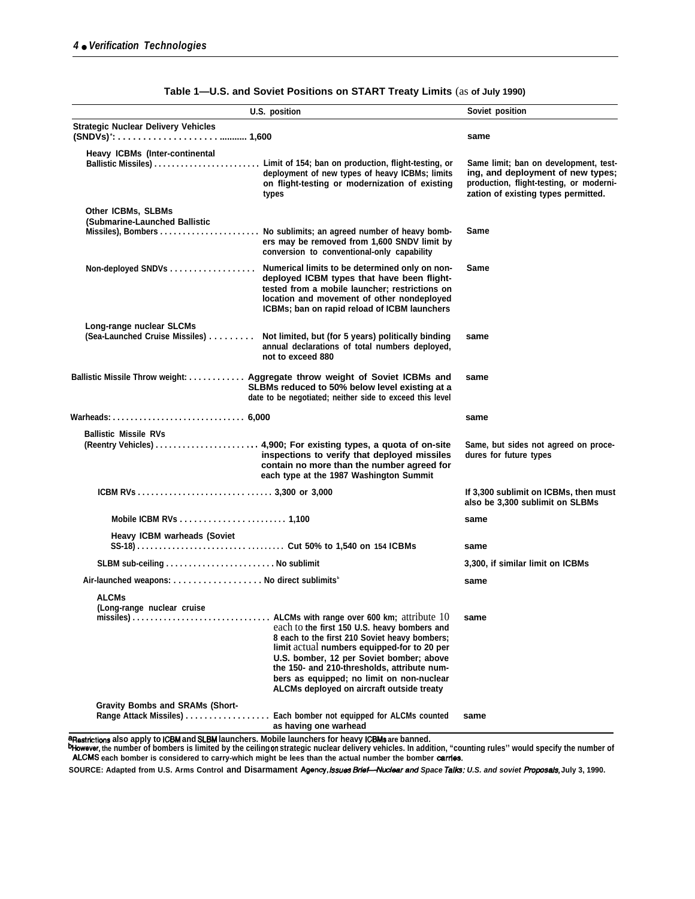**Table 1—U.S. and Soviet Positions on START Treaty Limits (as of July 1990)**

| | U.S. position | Soviet position |
|---|---|---|
| **Strategic Nuclear Delivery Vehicles (SNDVs)**[a] | 1,600 | same |
| Heavy ICBMs (Inter-continental Ballistic Missiles) | Limit of 154; ban on production, flight-testing, or deployment of new types of heavy ICBMs; limits on flight-testing or modernization of existing types | Same limit; ban on development, testing, and deployment of new types; production, flight-testing, or modernization of existing types permitted. |
| Other ICBMs, SLBMs (Submarine-Launched Ballistic Missiles), Bombers | No sublimits; an agreed number of heavy bombers may be removed from 1,600 SNDV limit by conversion to conventional-only capability | Same |
| Non-deployed SNDVs | Numerical limits to be determined only on non-deployed ICBM types that have been flight-tested from a mobile launcher; restrictions on location and movement of other nondeployed ICBMs; ban on rapid reload of ICBM launchers | Same |
| Long-range nuclear SLCMs (Sea-Launched Cruise Missiles) | Not limited, but (for 5 years) politically binding annual declarations of total numbers deployed, not to exceed 880 | same |
| **Ballistic Missile Throw weight:** | Aggregate throw weight of Soviet ICBMs and SLBMs reduced to 50% below level existing at a date to be negotiated; neither side to exceed this level | same |
| **Warheads:** | 6,000 | same |
| Ballistic Missile RVs (Reentry Vehicles) | 4,900; For existing types, a quota of on-site inspections to verify that deployed missiles contain no more than the number agreed for each type at the 1987 Washington Summit | Same, but sides not agreed on procedures for future types |
| ICBM RVs | 3,300 or 3,000 | If 3,300 sublimit on ICBMs, then must also be 3,300 sublimit on SLBMs |
| Mobile ICBM RVs | 1,100 | same |
| Heavy ICBM warheads (Soviet SS-18) | Cut 50% to 1,540 on 154 ICBMs | same |
| SLBM sub-ceiling | No sublimit | 3,300, if similar limit on ICBMs |
| Air-launched weapons: | No direct sublimits[b] | same |
| ALCMs (Long-range nuclear cruise missiles) | ALCMs with range over 600 km; attribute 10 each to the first 150 U.S. heavy bombers and 8 each to the first 210 Soviet heavy bombers; limit actual numbers equipped-for to 20 per U.S. bomber, 12 per Soviet bomber; above the 150- and 210-thresholds, attribute numbers as equipped; no limit on non-nuclear ALCMs deployed on aircraft outside treaty | same |
| Gravity Bombs and SRAMs (Short-Range Attack Missiles) | Each bomber not equipped for ALCMs counted as having one warhead | same |

[a]Restrictions also apply to ICBM and SLBM launchers. Mobile launchers for heavy ICBMs are banned.
[b]However, the number of bombers is limited by the ceiling on strategic nuclear delivery vehicles. In addition, "counting rules" would specify the number of ALCMS each bomber is considered to carry-which might be lees than the actual number the bomber carries.

SOURCE: Adapted from U.S. Arms Control and Disarmament Agency, *Issues Brief—Nuclear and Space Talks: U.S. and soviet Proposals*, July 3, 1990.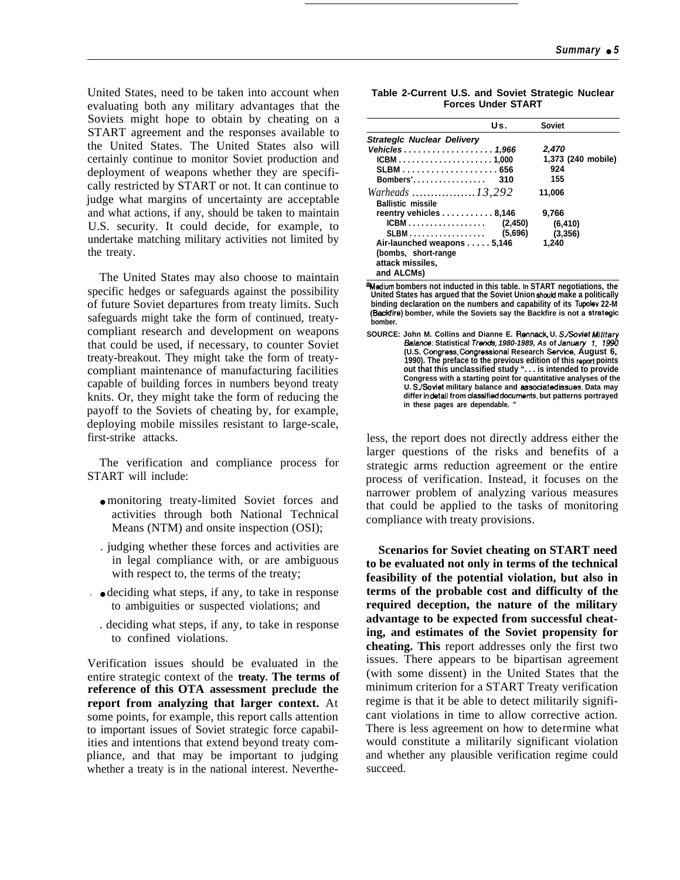United States, need to be taken into account when evaluating both any military advantages that the Soviets might hope to obtain by cheating on a START agreement and the responses available to the United States. The United States also will certainly continue to monitor Soviet production and deployment of weapons whether they are specifically restricted by START or not. It can continue to judge what margins of uncertainty are acceptable and what actions, if any, should be taken to maintain U.S. security. It could decide, for example, to undertake matching military activities not limited by the treaty.

The United States may also choose to maintain specific hedges or safeguards against the possibility of future Soviet departures from treaty limits. Such safeguards might take the form of continued, treaty-compliant research and development on weapons that could be used, if necessary, to counter Soviet treaty-breakout. They might take the form of treaty-compliant maintenance of manufacturing facilities capable of building forces in numbers beyond treaty knits. Or, they might take the form of reducing the payoff to the Soviets of cheating by, for example, deploying mobile missiles resistant to large-scale, first-strike attacks.

The verification and compliance process for START will include:

- monitoring treaty-limited Soviet forces and activities through both National Technical Means (NTM) and onsite inspection (OSI);
- judging whether these forces and activities are in legal compliance with, or are ambiguous with respect to, the terms of the treaty;
- deciding what steps, if any, to take in response to ambiguities or suspected violations; and
- deciding what steps, if any, to take in response to confined violations.

Verification issues should be evaluated in the entire strategic context of the **treaty. The terms of reference of this OTA assessment preclude the report from analyzing that larger context.** At some points, for example, this report calls attention to important issues of Soviet strategic force capabilities and intentions that extend beyond treaty compliance, and that may be important to judging whether a treaty is in the national interest. Nevertheless, the report does not directly address either the larger questions of the risks and benefits of a strategic arms reduction agreement or the entire process of verification. Instead, it focuses on the narrower problem of analyzing various measures that could be applied to the tasks of monitoring compliance with treaty provisions.

**Table 2-Current U.S. and Soviet Strategic Nuclear Forces Under START**

| | U.S. | Soviet |
|---|---|---|
| *Strategic Nuclear Delivery Vehicles* | *1,966* | *2,470* |
| ICBM | 1,000 | 1,373 (240 mobile) |
| SLBM | 656 | 924 |
| Bombers[a] | 310 | 155 |
| *Warheads* | *13,292* | 11,006 |
| Ballistic missile reentry vehicles | 8,146 | 9,766 |
| ICBM | (2,450) | (6,410) |
| SLBM | (5,696) | (3,356) |
| Air-launched weapons (bombs, short-range attack missiles, and ALCMs) | 5,146 | 1,240 |

[a]Medium bombers not inducted in this table. In START negotiations, the United States has argued that the Soviet Union should make a politically binding declaration on the numbers and capability of its Tupolev 22-M (Backfire) bomber, while the Soviets say the Backfire is not a strategic bomber.

SOURCE: John M. Collins and Dianne E. Rennack, *U.S./Soviet Military Balance: Statistical Trends, 1980-1989, As of January 1, 1990* (U.S. Congress, Congressional Research Service, August 6, 1990). The preface to the previous edition of this report points out that this unclassified study ". . . is intended to provide Congress with a starting point for quantitative analyses of the U.S./Soviet military balance and associated issues. Data may differ in detail from classified documents, but patterns portrayed in these pages are dependable."

**Scenarios for Soviet cheating on START need to be evaluated not only in terms of the technical feasibility of the potential violation, but also in terms of the probable cost and difficulty of the required deception, the nature of the military advantage to be expected from successful cheating, and estimates of the Soviet propensity for cheating. This** report addresses only the first two issues. There appears to be bipartisan agreement (with some dissent) in the United States that the minimum criterion for a START Treaty verification regime is that it be able to detect militarily significant violations in time to allow corrective action. There is less agreement on how to determine what would constitute a militarily significant violation and whether any plausible verification regime could succeed.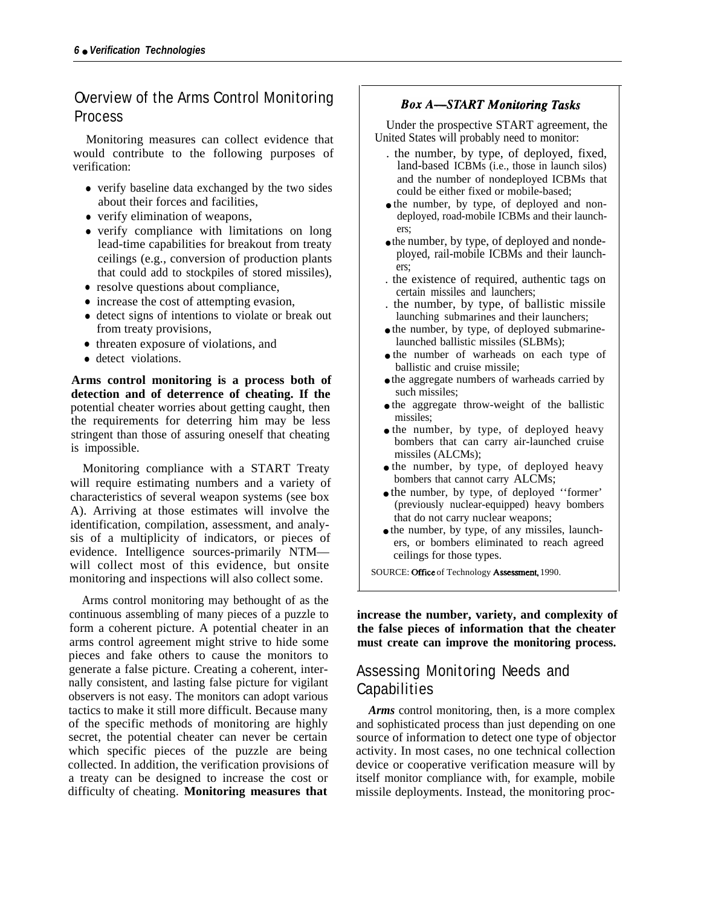## Overview of the Arms Control Monitoring Process

Monitoring measures can collect evidence that would contribute to the following purposes of verification:

- verify baseline data exchanged by the two sides about their forces and facilities,
- verify elimination of weapons,
- verify compliance with limitations on long lead-time capabilities for breakout from treaty ceilings (e.g., conversion of production plants that could add to stockpiles of stored missiles),
- resolve questions about compliance,
- increase the cost of attempting evasion,
- detect signs of intentions to violate or break out from treaty provisions,
- threaten exposure of violations, and
- detect violations.

**Arms control monitoring is a process both of detection and of deterrence of cheating. If the** potential cheater worries about getting caught, then the requirements for deterring him may be less stringent than those of assuring oneself that cheating is impossible.

Monitoring compliance with a START Treaty will require estimating numbers and a variety of characteristics of several weapon systems (see box A). Arriving at those estimates will involve the identification, compilation, assessment, and analysis of a multiplicity of indicators, or pieces of evidence. Intelligence sources-primarily NTM—will collect most of this evidence, but onsite monitoring and inspections will also collect some.

Arms control monitoring may bethought of as the continuous assembling of many pieces of a puzzle to form a coherent picture. A potential cheater in an arms control agreement might strive to hide some pieces and fake others to cause the monitors to generate a false picture. Creating a coherent, internally consistent, and lasting false picture for vigilant observers is not easy. The monitors can adopt various tactics to make it still more difficult. Because many of the specific methods of monitoring are highly secret, the potential cheater can never be certain which specific pieces of the puzzle are being collected. In addition, the verification provisions of a treaty can be designed to increase the cost or difficulty of cheating. **Monitoring measures that increase the number, variety, and complexity of the false pieces of information that the cheater must create can improve the monitoring process.**

### *Box A—START Monitoring Tasks*

Under the prospective START agreement, the United States will probably need to monitor:

- the number, by type, of deployed, fixed, land-based ICBMs (i.e., those in launch silos) and the number of nondeployed ICBMs that could be either fixed or mobile-based;
- the number, by type, of deployed and nondeployed, road-mobile ICBMs and their launchers;
- the number, by type, of deployed and nondeployed, rail-mobile ICBMs and their launchers;
- the existence of required, authentic tags on certain missiles and launchers;
- the number, by type, of ballistic missile launching submarines and their launchers;
- the number, by type, of deployed submarine-launched ballistic missiles (SLBMs);
- the number of warheads on each type of ballistic and cruise missile;
- the aggregate numbers of warheads carried by such missiles;
- the aggregate throw-weight of the ballistic missiles;
- the number, by type, of deployed heavy bombers that can carry air-launched cruise missiles (ALCMs);
- the number, by type, of deployed heavy bombers that cannot carry ALCMs;
- the number, by type, of deployed ''former' (previously nuclear-equipped) heavy bombers that do not carry nuclear weapons;
- the number, by type, of any missiles, launchers, or bombers eliminated to reach agreed ceilings for those types.

SOURCE: Office of Technology Assessment, 1990.

## Assessing Monitoring Needs and Capabilities

*Arms* control monitoring, then, is a more complex and sophisticated process than just depending on one source of information to detect one type of objector activity. In most cases, no one technical collection device or cooperative verification measure will by itself monitor compliance with, for example, mobile missile deployments. Instead, the monitoring proc-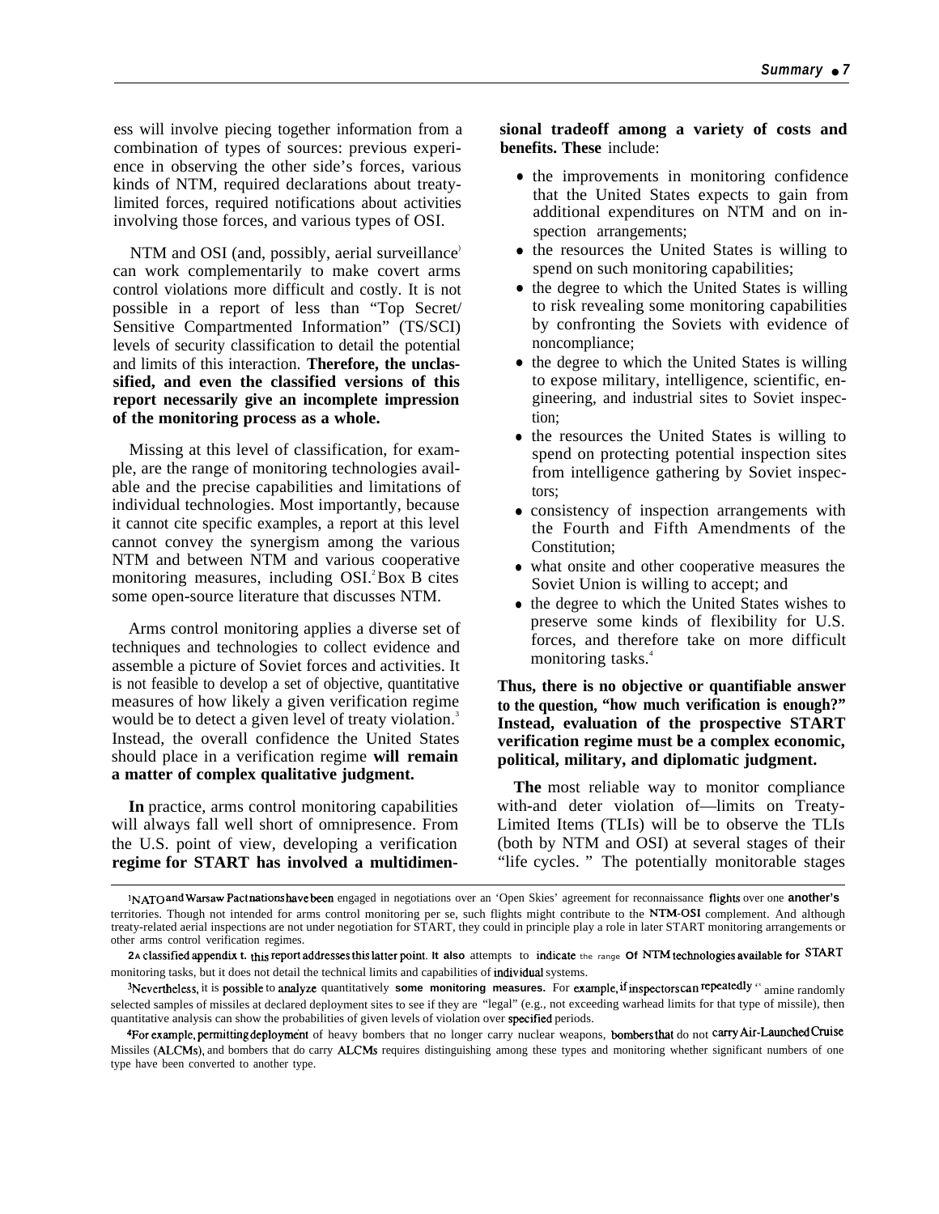ess will involve piecing together information from a combination of types of sources: previous experience in observing the other side's forces, various kinds of NTM, required declarations about treaty-limited forces, required notifications about activities involving those forces, and various types of OSI.

NTM and OSI (and, possibly, aerial surveillance[1]) can work complementarily to make covert arms control violations more difficult and costly. It is not possible in a report of less than "Top Secret/ Sensitive Compartmented Information" (TS/SCI) levels of security classification to detail the potential and limits of this interaction. **Therefore, the unclassified, and even the classified versions of this report necessarily give an incomplete impression of the monitoring process as a whole.**

Missing at this level of classification, for example, are the range of monitoring technologies available and the precise capabilities and limitations of individual technologies. Most importantly, because it cannot cite specific examples, a report at this level cannot convey the synergism among the various NTM and between NTM and various cooperative monitoring measures, including OSI.[2] Box B cites some open-source literature that discusses NTM.

Arms control monitoring applies a diverse set of techniques and technologies to collect evidence and assemble a picture of Soviet forces and activities. It is not feasible to develop a set of objective, quantitative measures of how likely a given verification regime would be to detect a given level of treaty violation.[3] Instead, the overall confidence the United States should place in a verification regime **will remain a matter of complex qualitative judgment.**

**In** practice, arms control monitoring capabilities will always fall well short of omnipresence. From the U.S. point of view, developing a verification **regime for START has involved a multidimensional tradeoff among a variety of costs and benefits. These** include:

- the improvements in monitoring confidence that the United States expects to gain from additional expenditures on NTM and on inspection arrangements;
- the resources the United States is willing to spend on such monitoring capabilities;
- the degree to which the United States is willing to risk revealing some monitoring capabilities by confronting the Soviets with evidence of noncompliance;
- the degree to which the United States is willing to expose military, intelligence, scientific, engineering, and industrial sites to Soviet inspection;
- the resources the United States is willing to spend on protecting potential inspection sites from intelligence gathering by Soviet inspectors;
- consistency of inspection arrangements with the Fourth and Fifth Amendments of the Constitution;
- what onsite and other cooperative measures the Soviet Union is willing to accept; and
- the degree to which the United States wishes to preserve some kinds of flexibility for U.S. forces, and therefore take on more difficult monitoring tasks.[4]

**Thus, there is no objective or quantifiable answer to the question, "how much verification is enough?" Instead, evaluation of the prospective START verification regime must be a complex economic, political, military, and diplomatic judgment.**

**The** most reliable way to monitor compliance with-and deter violation of—limits on Treaty-Limited Items (TLIs) will be to observe the TLIs (both by NTM and OSI) at several stages of their "life cycles. " The potentially monitorable stages

---

[1] NATO and Warsaw Pact nations have been engaged in negotiations over an 'Open Skies' agreement for reconnaissance flights over one another's territories. Though not intended for arms control monitoring per se, such flights might contribute to the NTM-OSI complement. And although treaty-related aerial inspections are not under negotiation for START, they could in principle play a role in later START monitoring arrangements or other arms control verification regimes.

[2] A classified appendix t. this report addresses this latter point. It also attempts to indicate the range Of NTM technologies available for START monitoring tasks, but it does not detail the technical limits and capabilities of individual systems.

[3] Nevertheless, it is possible to analyze quantitatively some monitoring measures. For example, if inspectors can repeatedly ex amine randomly selected samples of missiles at declared deployment sites to see if they are "legal" (e.g., not exceeding warhead limits for that type of missile), then quantitative analysis can show the probabilities of given levels of violation over specified periods.

[4] For example, permitting deployment of heavy bombers that no longer carry nuclear weapons, bombers that do not carry Air-Launched Cruise Missiles (ALCMs), and bombers that do carry ALCMs requires distinguishing among these types and monitoring whether significant numbers of one type have been converted to another type.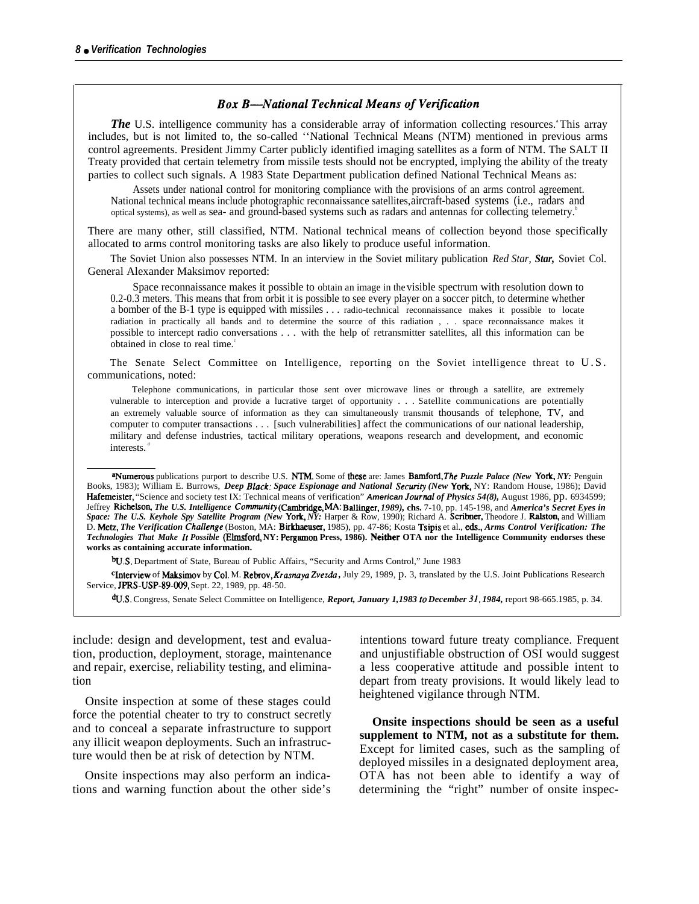### *Box B—National Technical Means of Verification*

***The*** U.S. intelligence community has a considerable array of information collecting resources.[a] This array includes, but is not limited to, the so-called ''National Technical Means (NTM) mentioned in previous arms control agreements. President Jimmy Carter publicly identified imaging satellites as a form of NTM. The SALT II Treaty provided that certain telemetry from missile tests should not be encrypted, implying the ability of the treaty parties to collect such signals. A 1983 State Department publication defined National Technical Means as:

> Assets under national control for monitoring compliance with the provisions of an arms control agreement. National technical means include photographic reconnaissance satellites, aircraft-based systems (i.e., radars and optical systems), as well as sea- and ground-based systems such as radars and antennas for collecting telemetry.[b]

There are many other, still classified, NTM. National technical means of collection beyond those specifically allocated to arms control monitoring tasks are also likely to produce useful information.

The Soviet Union also possesses NTM. In an interview in the Soviet military publication *Red Star*, ***Star,*** Soviet Col. General Alexander Maksimov reported:

> Space reconnaissance makes it possible to obtain an image in the visible spectrum with resolution down to 0.2-0.3 meters. This means that from orbit it is possible to see every player on a soccer pitch, to determine whether a bomber of the B-1 type is equipped with missiles . . . radio-technical reconnaissance makes it possible to locate radiation in practically all bands and to determine the source of this radiation , . . space reconnaissance makes it possible to intercept radio conversations . . . with the help of retransmitter satellites, all this information can be obtained in close to real time.[c]

The Senate Select Committee on Intelligence, reporting on the Soviet intelligence threat to U.S. communications, noted:

> Telephone communications, in particular those sent over microwave lines or through a satellite, are extremely vulnerable to interception and provide a lucrative target of opportunity . . . Satellite communications are potentially an extremely valuable source of information as they can simultaneously transmit thousands of telephone, TV, and computer to computer transactions . . . [such vulnerabilities] affect the communications of our national leadership, military and defense industries, tactical military operations, weapons research and development, and economic interests.[d]

---

[a]Numerous publications purport to describe U.S. NTM. Some of these are: James Bamford, *The Puzzle Palace (New York, NY:* Penguin Books, 1983); William E. Burrows, ***Deep Black: Space Espionage and National Security (New York,*** NY: Random House, 1986); David Hafemeister, "Science and society test IX: Technical means of verification" ***American Journal of Physics 54(8),*** August 1986, pp. 6934599; Jeffrey Richelson, ***The U.S. Intelligence Community*** **(Cambridge, MA: Ballinger,** ***1989),*** **chs.** 7-10, pp. 145-198, and ***America's Secret Eyes in Space: The U.S. Keyhole Spy Satellite Program (New York, NY:*** Harper & Row, 1990); Richard A. Scribner, Theodore J. Ralston, and William D. Metz, ***The Verification Challenge*** (Boston, MA: Birkhaeuser, 1985), pp. 47-86; Kosta Tsipis et al., eds., ***Arms Control Verification: The Technologies That Make It Possible*** **(Elmsford, NY: Pergamon Press, 1986). Neither OTA nor the Intelligence Community endorses these works as containing accurate information.**

[b]U.S. Department of State, Bureau of Public Affairs, "Security and Arms Control," June 1983

[c]Interview of Maksimov by Col. M. Rebrov, *Krasnaya Zvezda*, July 29, 1989, p. 3, translated by the U.S. Joint Publications Research Service, JPRS-USP-89-009, Sept. 22, 1989, pp. 48-50.

[d]U.S. Congress, Senate Select Committee on Intelligence, ***Report, January 1,1983 to December 31, 1984,*** report 98-665.1985, p. 34.

include: design and development, test and evaluation, production, deployment, storage, maintenance and repair, exercise, reliability testing, and elimination

Onsite inspection at some of these stages could force the potential cheater to try to construct secretly and to conceal a separate infrastructure to support any illicit weapon deployments. Such an infrastructure would then be at risk of detection by NTM.

Onsite inspections may also perform an indications and warning function about the other side's intentions toward future treaty compliance. Frequent and unjustifiable obstruction of OSI would suggest a less cooperative attitude and possible intent to depart from treaty provisions. It would likely lead to heightened vigilance through NTM.

**Onsite inspections should be seen as a useful supplement to NTM, not as a substitute for them.** Except for limited cases, such as the sampling of deployed missiles in a designated deployment area, OTA has not been able to identify a way of determining the "right" number of onsite inspec-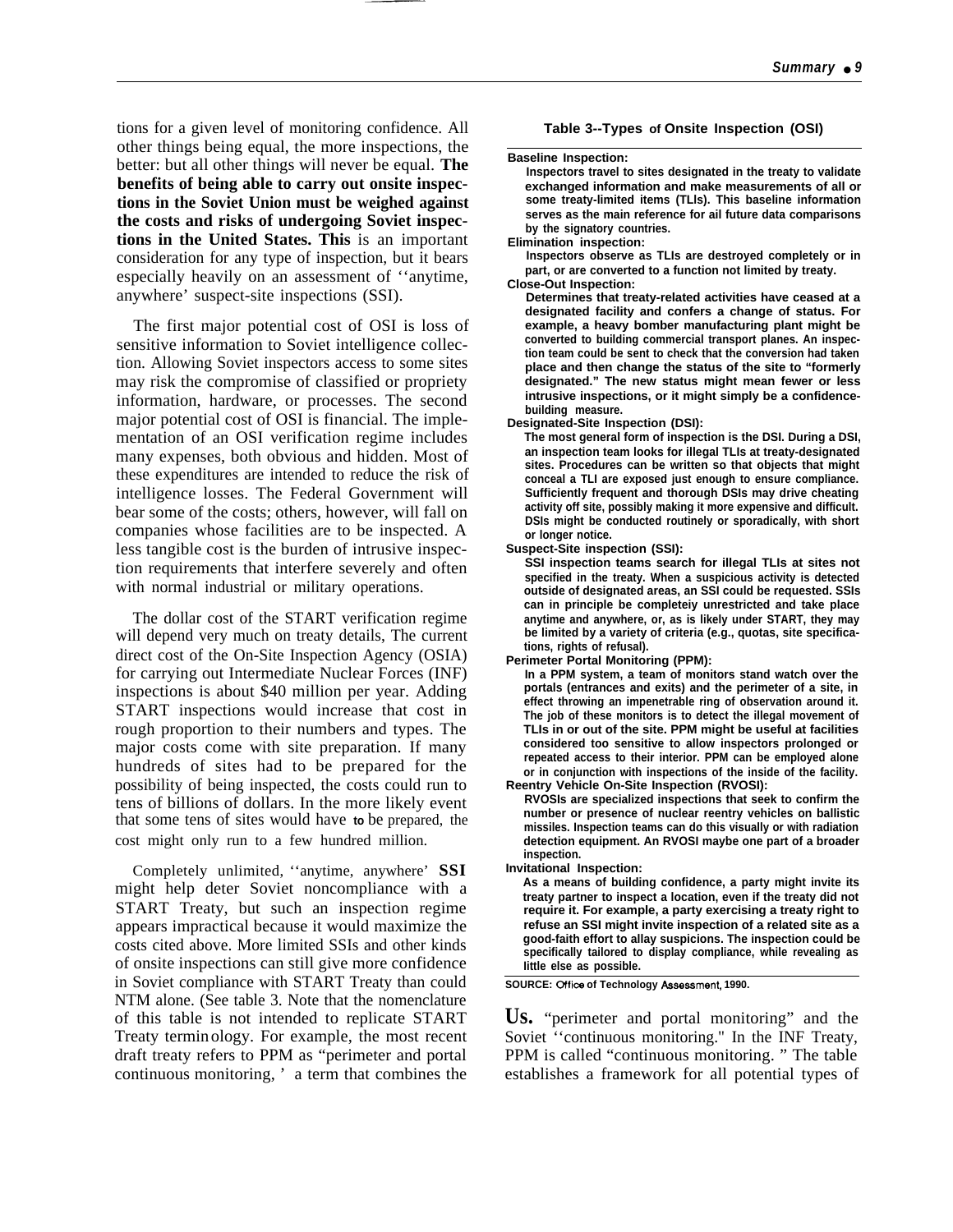tions for a given level of monitoring confidence. All other things being equal, the more inspections, the better: but all other things will never be equal. **The benefits of being able to carry out onsite inspections in the Soviet Union must be weighed against the costs and risks of undergoing Soviet inspections in the United States. This** is an important consideration for any type of inspection, but it bears especially heavily on an assessment of ''anytime, anywhere' suspect-site inspections (SSI).

The first major potential cost of OSI is loss of sensitive information to Soviet intelligence collection. Allowing Soviet inspectors access to some sites may risk the compromise of classified or propriety information, hardware, or processes. The second major potential cost of OSI is financial. The implementation of an OSI verification regime includes many expenses, both obvious and hidden. Most of these expenditures are intended to reduce the risk of intelligence losses. The Federal Government will bear some of the costs; others, however, will fall on companies whose facilities are to be inspected. A less tangible cost is the burden of intrusive inspection requirements that interfere severely and often with normal industrial or military operations.

The dollar cost of the START verification regime will depend very much on treaty details, The current direct cost of the On-Site Inspection Agency (OSIA) for carrying out Intermediate Nuclear Forces (INF) inspections is about $40 million per year. Adding START inspections would increase that cost in rough proportion to their numbers and types. The major costs come with site preparation. If many hundreds of sites had to be prepared for the possibility of being inspected, the costs could run to tens of billions of dollars. In the more likely event that some tens of sites would have to be prepared, the cost might only run to a few hundred million.

Completely unlimited, ''anytime, anywhere' **SSI** might help deter Soviet noncompliance with a START Treaty, but such an inspection regime appears impractical because it would maximize the costs cited above. More limited SSIs and other kinds of onsite inspections can still give more confidence in Soviet compliance with START Treaty than could NTM alone. (See table 3. Note that the nomenclature of this table is not intended to replicate START Treaty terminology. For example, the most recent draft treaty refers to PPM as "perimeter and portal continuous monitoring, ' a term that combines the Us. "perimeter and portal monitoring" and the Soviet ''continuous monitoring." In the INF Treaty, PPM is called "continuous monitoring. " The table establishes a framework for all potential types of

**Table 3--Types of Onsite Inspection (OSI)**

**Baseline Inspection:**
Inspectors travel to sites designated in the treaty to validate exchanged information and make measurements of all or some treaty-limited items (TLIs). This baseline information serves as the main reference for ail future data comparisons by the signatory countries.

**Elimination inspection:**
Inspectors observe as TLIs are destroyed completely or in part, or are converted to a function not limited by treaty.

**Close-Out Inspection:**
Determines that treaty-related activities have ceased at a designated facility and confers a change of status. For example, a heavy bomber manufacturing plant might be converted to building commercial transport planes. An inspection team could be sent to check that the conversion had taken place and then change the status of the site to "formerly designated." The new status might mean fewer or less intrusive inspections, or it might simply be a confidence-building measure.

**Designated-Site Inspection (DSI):**
The most general form of inspection is the DSI. During a DSI, an inspection team looks for illegal TLIs at treaty-designated sites. Procedures can be written so that objects that might conceal a TLI are exposed just enough to ensure compliance. Sufficiently frequent and thorough DSIs may drive cheating activity off site, possibly making it more expensive and difficult. DSIs might be conducted routinely or sporadically, with short or longer notice.

**Suspect-Site inspection (SSI):**
SSI inspection teams search for illegal TLIs at sites not specified in the treaty. When a suspicious activity is detected outside of designated areas, an SSI could be requested. SSIs can in principle be completeiy unrestricted and take place anytime and anywhere, or, as is likely under START, they may be limited by a variety of criteria (e.g., quotas, site specifications, rights of refusal).

**Perimeter Portal Monitoring (PPM):**
In a PPM system, a team of monitors stand watch over the portals (entrances and exits) and the perimeter of a site, in effect throwing an impenetrable ring of observation around it. The job of these monitors is to detect the illegal movement of TLIs in or out of the site. PPM might be useful at facilities considered too sensitive to allow inspectors prolonged or repeated access to their interior. PPM can be employed alone or in conjunction with inspections of the inside of the facility.

**Reentry Vehicle On-Site Inspection (RVOSI):**
RVOSIs are specialized inspections that seek to confirm the number or presence of nuclear reentry vehicles on ballistic missiles. Inspection teams can do this visually or with radiation detection equipment. An RVOSI maybe one part of a broader inspection.

**Invitational Inspection:**
As a means of building confidence, a party might invite its treaty partner to inspect a location, even if the treaty did not require it. For example, a party exercising a treaty right to refuse an SSI might invite inspection of a related site as a good-faith effort to allay suspicions. The inspection could be specifically tailored to display compliance, while revealing as little else as possible.

SOURCE: Office of Technology Assessment, 1990.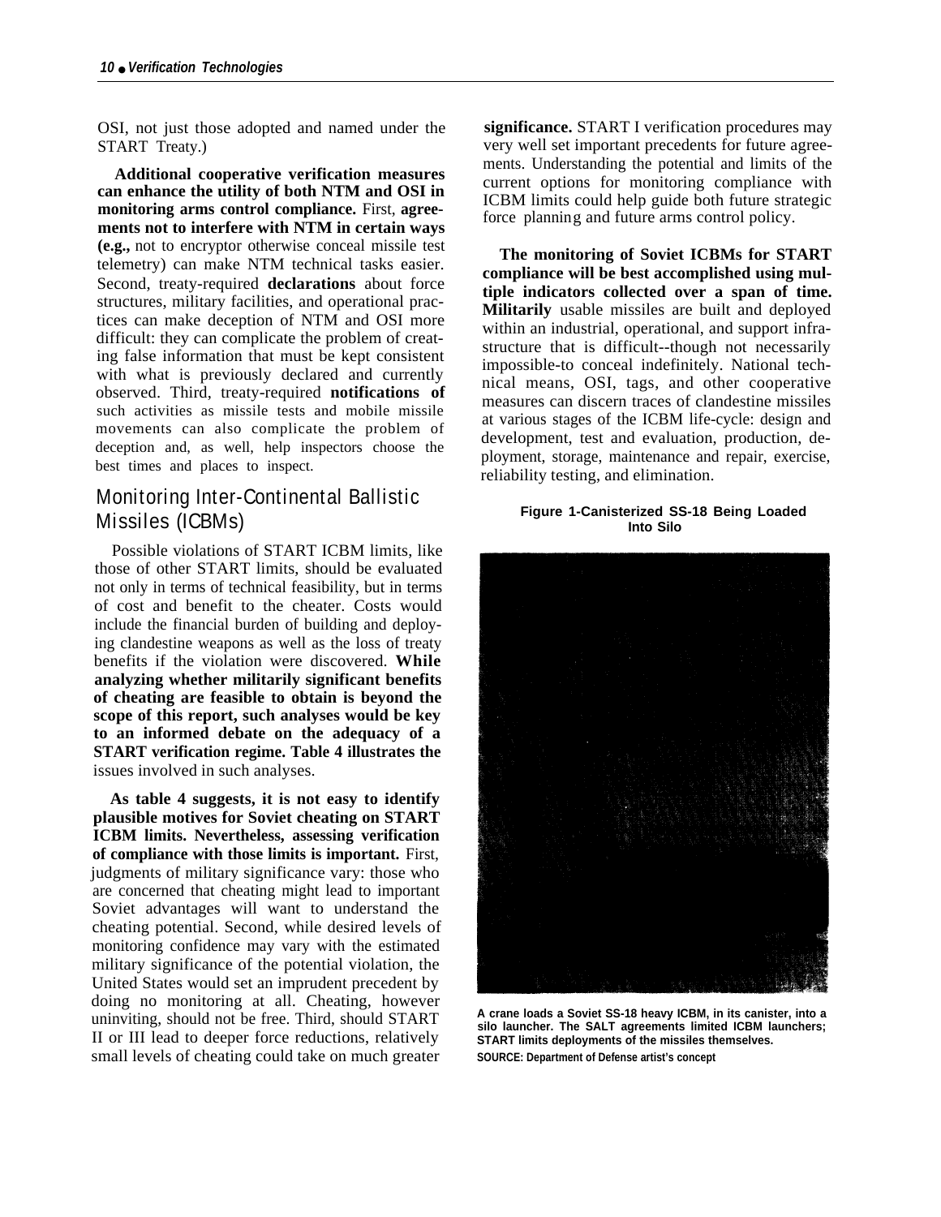OSI, not just those adopted and named under the START Treaty.)

**Additional cooperative verification measures can enhance the utility of both NTM and OSI in monitoring arms control compliance.** First, **agreements not to interfere with NTM in certain ways (e.g.,** not to encryptor otherwise conceal missile test telemetry) can make NTM technical tasks easier. Second, treaty-required **declarations** about force structures, military facilities, and operational practices can make deception of NTM and OSI more difficult: they can complicate the problem of creating false information that must be kept consistent with what is previously declared and currently observed. Third, treaty-required **notifications of** such activities as missile tests and mobile missile movements can also complicate the problem of deception and, as well, help inspectors choose the best times and places to inspect.

## Monitoring Inter-Continental Ballistic Missiles (ICBMs)

Possible violations of START ICBM limits, like those of other START limits, should be evaluated not only in terms of technical feasibility, but in terms of cost and benefit to the cheater. Costs would include the financial burden of building and deploying clandestine weapons as well as the loss of treaty benefits if the violation were discovered. **While analyzing whether militarily significant benefits of cheating are feasible to obtain is beyond the scope of this report, such analyses would be key to an informed debate on the adequacy of a START verification regime. Table 4 illustrates the** issues involved in such analyses.

**As table 4 suggests, it is not easy to identify plausible motives for Soviet cheating on START ICBM limits. Nevertheless, assessing verification of compliance with those limits is important.** First, judgments of military significance vary: those who are concerned that cheating might lead to important Soviet advantages will want to understand the cheating potential. Second, while desired levels of monitoring confidence may vary with the estimated military significance of the potential violation, the United States would set an imprudent precedent by doing no monitoring at all. Cheating, however uninviting, should not be free. Third, should START II or III lead to deeper force reductions, relatively small levels of cheating could take on much greater **significance.** START I verification procedures may very well set important precedents for future agreements. Understanding the potential and limits of the current options for monitoring compliance with ICBM limits could help guide both future strategic force planning and future arms control policy.

**The monitoring of Soviet ICBMs for START compliance will be best accomplished using multiple indicators collected over a span of time. Militarily** usable missiles are built and deployed within an industrial, operational, and support infrastructure that is difficult--though not necessarily impossible-to conceal indefinitely. National technical means, OSI, tags, and other cooperative measures can discern traces of clandestine missiles at various stages of the ICBM life-cycle: design and development, test and evaluation, production, deployment, storage, maintenance and repair, exercise, reliability testing, and elimination.

**Figure 1-Canisterized SS-18 Being Loaded Into Silo**

**A crane loads a Soviet SS-18 heavy ICBM, in its canister, into a silo launcher. The SALT agreements limited ICBM launchers; START limits deployments of the missiles themselves.**

**SOURCE: Department of Defense artist's concept**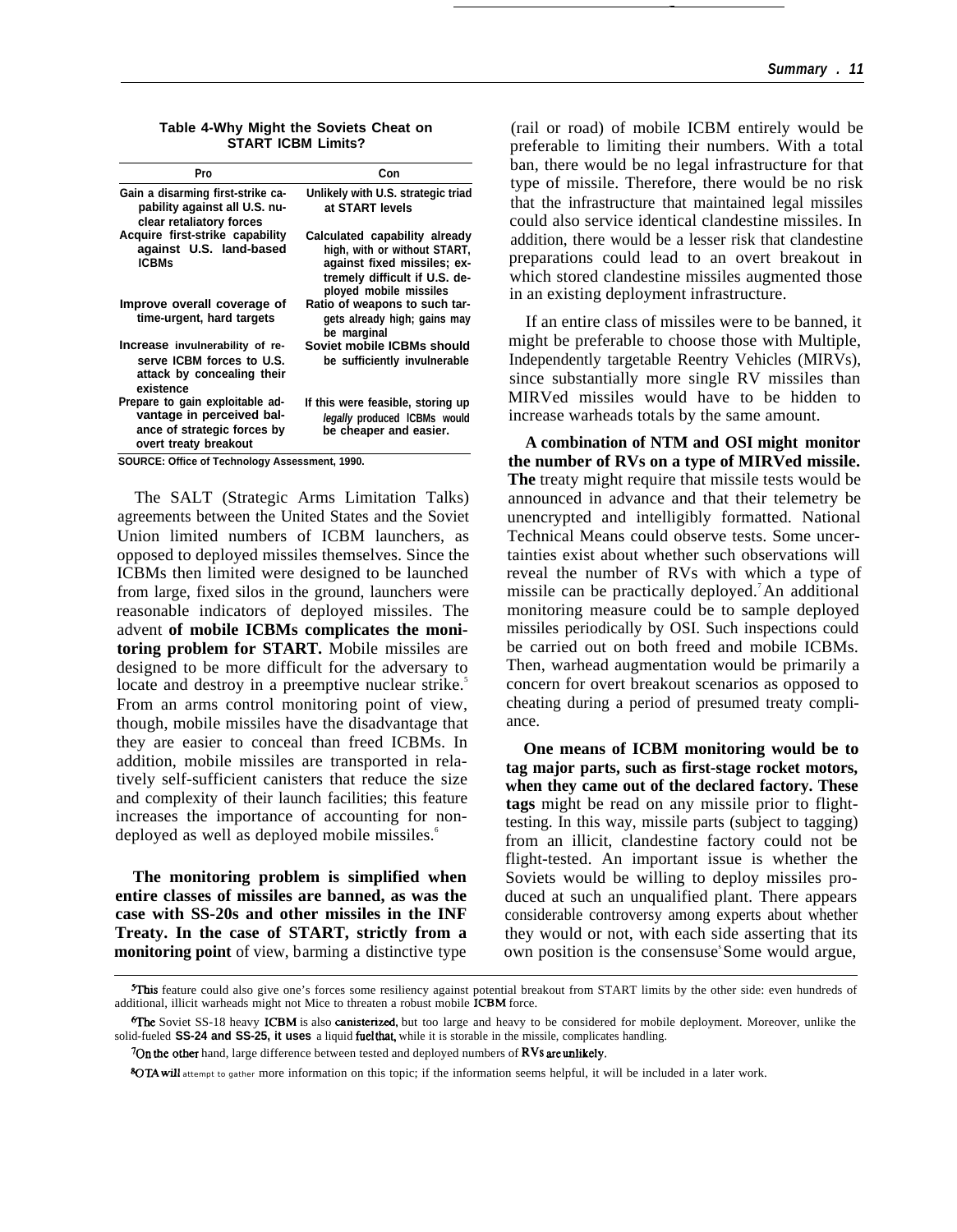**Table 4-Why Might the Soviets Cheat on START ICBM Limits?**

| Pro | Con |
|---|---|
| Gain a disarming first-strike capability against all U.S. nuclear retaliatory forces | Unlikely with U.S. strategic triad at START levels |
| Acquire first-strike capability against U.S. land-based ICBMs | Calculated capability already high, with or without START, against fixed missiles; extremely difficult if U.S. deployed mobile missiles |
| Improve overall coverage of time-urgent, hard targets | Ratio of weapons to such targets already high; gains may be marginal |
| Increase invulnerability of reserve ICBM forces to U.S. attack by concealing their existence | Soviet mobile ICBMs should be sufficiently invulnerable |
| Prepare to gain exploitable advantage in perceived balance of strategic forces by overt treaty breakout | If this were feasible, storing up *legally* produced ICBMs would be cheaper and easier. |

SOURCE: Office of Technology Assessment, 1990.

The SALT (Strategic Arms Limitation Talks) agreements between the United States and the Soviet Union limited numbers of ICBM launchers, as opposed to deployed missiles themselves. Since the ICBMs then limited were designed to be launched from large, fixed silos in the ground, launchers were reasonable indicators of deployed missiles. The advent **of mobile ICBMs complicates the monitoring problem for START.** Mobile missiles are designed to be more difficult for the adversary to locate and destroy in a preemptive nuclear strike.[5] From an arms control monitoring point of view, though, mobile missiles have the disadvantage that they are easier to conceal than freed ICBMs. In addition, mobile missiles are transported in relatively self-sufficient canisters that reduce the size and complexity of their launch facilities; this feature increases the importance of accounting for non-deployed as well as deployed mobile missiles.[6]

**The monitoring problem is simplified when entire classes of missiles are banned, as was the case with SS-20s and other missiles in the INF Treaty. In the case of START, strictly from a monitoring point** of view, barming a distinctive type (rail or road) of mobile ICBM entirely would be preferable to limiting their numbers. With a total ban, there would be no legal infrastructure for that type of missile. Therefore, there would be no risk that the infrastructure that maintained legal missiles could also service identical clandestine missiles. In addition, there would be a lesser risk that clandestine preparations could lead to an overt breakout in which stored clandestine missiles augmented those in an existing deployment infrastructure.

If an entire class of missiles were to be banned, it might be preferable to choose those with Multiple, Independently targetable Reentry Vehicles (MIRVs), since substantially more single RV missiles than MIRVed missiles would have to be hidden to increase warheads totals by the same amount.

**A combination of NTM and OSI might monitor the number of RVs on a type of MIRVed missile. The** treaty might require that missile tests would be announced in advance and that their telemetry be unencrypted and intelligibly formatted. National Technical Means could observe tests. Some uncertainties exist about whether such observations will reveal the number of RVs with which a type of missile can be practically deployed.[7] An additional monitoring measure could be to sample deployed missiles periodically by OSI. Such inspections could be carried out on both freed and mobile ICBMs. Then, warhead augmentation would be primarily a concern for overt breakout scenarios as opposed to cheating during a period of presumed treaty compliance.

**One means of ICBM monitoring would be to tag major parts, such as first-stage rocket motors, when they came out of the declared factory. These tags** might be read on any missile prior to flight-testing. In this way, missile parts (subject to tagging) from an illicit, clandestine factory could not be flight-tested. An important issue is whether the Soviets would be willing to deploy missiles produced at such an unqualified plant. There appears considerable controversy among experts about whether they would or not, with each side asserting that its own position is the consensuse[8] Some would argue,

---

[5]This feature could also give one's forces some resiliency against potential breakout from START limits by the other side: even hundreds of additional, illicit warheads might not Mice to threaten a robust mobile ICBM force.

[6]The Soviet SS-18 heavy ICBM is also canisterized, but too large and heavy to be considered for mobile deployment. Moreover, unlike the solid-fueled **SS-24 and SS-25, it uses** a liquid fuel that, while it is storable in the missile, complicates handling.

[7]On the other hand, large difference between tested and deployed numbers of RVs are unlikely.

[8]OTA will attempt to gather more information on this topic; if the information seems helpful, it will be included in a later work.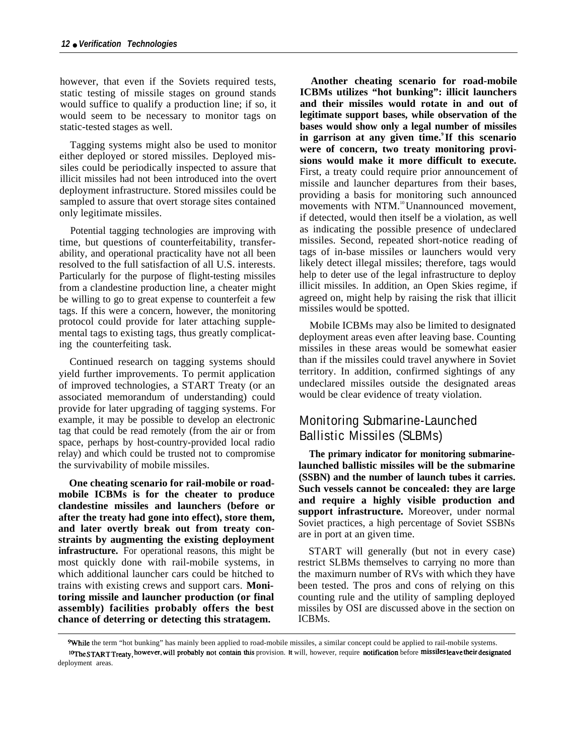however, that even if the Soviets required tests, static testing of missile stages on ground stands would suffice to qualify a production line; if so, it would seem to be necessary to monitor tags on static-tested stages as well.

Tagging systems might also be used to monitor either deployed or stored missiles. Deployed missiles could be periodically inspected to assure that illicit missiles had not been introduced into the overt deployment infrastructure. Stored missiles could be sampled to assure that overt storage sites contained only legitimate missiles.

Potential tagging technologies are improving with time, but questions of counterfeitability, transferability, and operational practicality have not all been resolved to the full satisfaction of all U.S. interests. Particularly for the purpose of flight-testing missiles from a clandestine production line, a cheater might be willing to go to great expense to counterfeit a few tags. If this were a concern, however, the monitoring protocol could provide for later attaching supplemental tags to existing tags, thus greatly complicating the counterfeiting task.

Continued research on tagging systems should yield further improvements. To permit application of improved technologies, a START Treaty (or an associated memorandum of understanding) could provide for later upgrading of tagging systems. For example, it may be possible to develop an electronic tag that could be read remotely (from the air or from space, perhaps by host-country-provided local radio relay) and which could be trusted not to compromise the survivability of mobile missiles.

**One cheating scenario for rail-mobile or road-mobile ICBMs is for the cheater to produce clandestine missiles and launchers (before or after the treaty had gone into effect), store them, and later overtly break out from treaty constraints by augmenting the existing deployment infrastructure.** For operational reasons, this might be most quickly done with rail-mobile systems, in which additional launcher cars could be hitched to trains with existing crews and support cars. **Monitoring missile and launcher production (or final assembly) facilities probably offers the best chance of deterring or detecting this stratagem.**

**Another cheating scenario for road-mobile ICBMs utilizes "hot bunking": illicit launchers and their missiles would rotate in and out of legitimate support bases, while observation of the bases would show only a legal number of missiles in garrison at any given time.[9] If this scenario were of concern, two treaty monitoring provisions would make it more difficult to execute.** First, a treaty could require prior announcement of missile and launcher departures from their bases, providing a basis for monitoring such announced movements with NTM.[10] Unannounced movement, if detected, would then itself be a violation, as well as indicating the possible presence of undeclared missiles. Second, repeated short-notice reading of tags of in-base missiles or launchers would very likely detect illegal missiles; therefore, tags would help to deter use of the legal infrastructure to deploy illicit missiles. In addition, an Open Skies regime, if agreed on, might help by raising the risk that illicit missiles would be spotted.

Mobile ICBMs may also be limited to designated deployment areas even after leaving base. Counting missiles in these areas would be somewhat easier than if the missiles could travel anywhere in Soviet territory. In addition, confirmed sightings of any undeclared missiles outside the designated areas would be clear evidence of treaty violation.

## Monitoring Submarine-Launched Ballistic Missiles (SLBMs)

**The primary indicator for monitoring submarine-launched ballistic missiles will be the submarine (SSBN) and the number of launch tubes it carries. Such vessels cannot be concealed: they are large and require a highly visible production and support infrastructure.** Moreover, under normal Soviet practices, a high percentage of Soviet SSBNs are in port at an given time.

START will generally (but not in every case) restrict SLBMs themselves to carrying no more than the maximurn number of RVs with which they have been tested. The pros and cons of relying on this counting rule and the utility of sampling deployed missiles by OSI are discussed above in the section on ICBMs.

---

[9] While the term "hot bunking" has mainly been applied to road-mobile missiles, a similar concept could be applied to rail-mobile systems.

[10] The START Treaty, however, will probably not contain this provision. It will, however, require notification before missiles leave their designated deployment areas.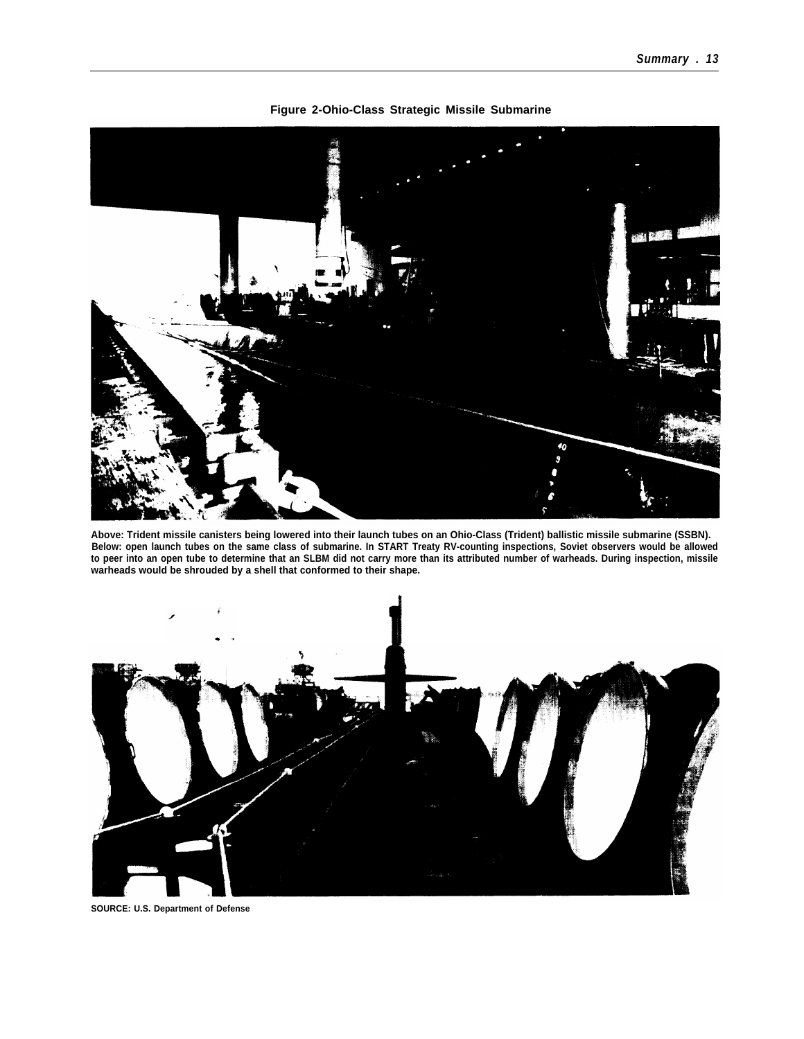**Figure 2-Ohio-Class Strategic Missile Submarine**

Above: Trident missile canisters being lowered into their launch tubes on an Ohio-Class (Trident) ballistic missile submarine (SSBN). Below: open launch tubes on the same class of submarine. In START Treaty RV-counting inspections, Soviet observers would be allowed to peer into an open tube to determine that an SLBM did not carry more than its attributed number of warheads. During inspection, missile warheads would be shrouded by a shell that conformed to their shape.

SOURCE: U.S. Department of Defense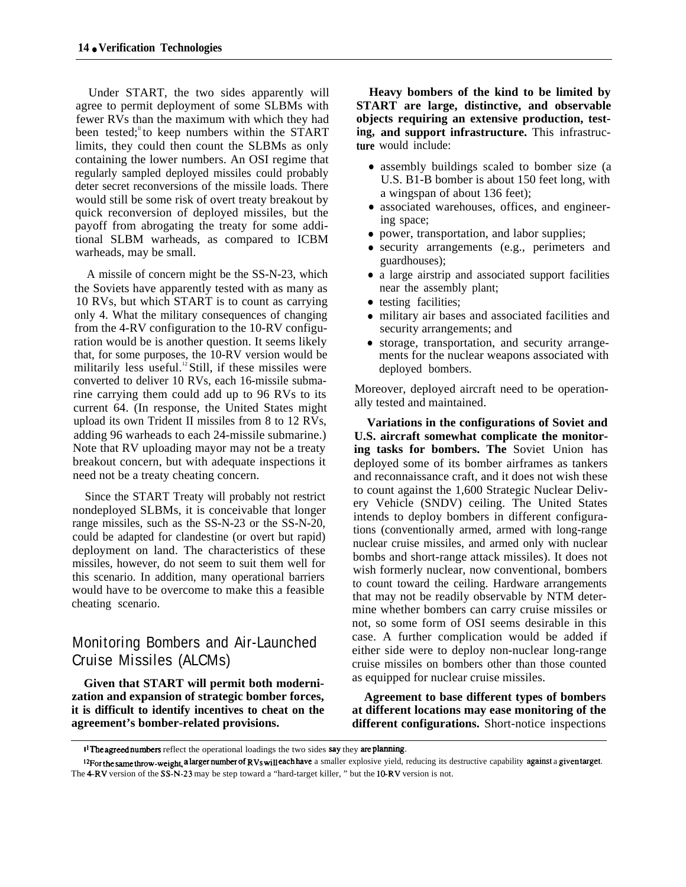Under START, the two sides apparently will agree to permit deployment of some SLBMs with fewer RVs than the maximum with which they had been tested;[11] to keep numbers within the START limits, they could then count the SLBMs as only containing the lower numbers. An OSI regime that regularly sampled deployed missiles could probably deter secret reconversions of the missile loads. There would still be some risk of overt treaty breakout by quick reconversion of deployed missiles, but the payoff from abrogating the treaty for some additional SLBM warheads, as compared to ICBM warheads, may be small.

A missile of concern might be the SS-N-23, which the Soviets have apparently tested with as many as 10 RVs, but which START is to count as carrying only 4. What the military consequences of changing from the 4-RV configuration to the 10-RV configuration would be is another question. It seems likely that, for some purposes, the 10-RV version would be militarily less useful.[12] Still, if these missiles were converted to deliver 10 RVs, each 16-missile submarine carrying them could add up to 96 RVs to its current 64. (In response, the United States might upload its own Trident II missiles from 8 to 12 RVs, adding 96 warheads to each 24-missile submarine.) Note that RV uploading mayor may not be a treaty breakout concern, but with adequate inspections it need not be a treaty cheating concern.

Since the START Treaty will probably not restrict nondeployed SLBMs, it is conceivable that longer range missiles, such as the SS-N-23 or the SS-N-20, could be adapted for clandestine (or overt but rapid) deployment on land. The characteristics of these missiles, however, do not seem to suit them well for this scenario. In addition, many operational barriers would have to be overcome to make this a feasible cheating scenario.

## Monitoring Bombers and Air-Launched Cruise Missiles (ALCMs)

**Given that START will permit both modernization and expansion of strategic bomber forces, it is difficult to identify incentives to cheat on the agreement's bomber-related provisions.**

**Heavy bombers of the kind to be limited by START are large, distinctive, and observable objects requiring an extensive production, testing, and support infrastructure.** This infrastructure would include:

- assembly buildings scaled to bomber size (a U.S. B1-B bomber is about 150 feet long, with a wingspan of about 136 feet);
- associated warehouses, offices, and engineering space;
- power, transportation, and labor supplies;
- security arrangements (e.g., perimeters and guardhouses);
- a large airstrip and associated support facilities near the assembly plant;
- testing facilities;
- military air bases and associated facilities and security arrangements; and
- storage, transportation, and security arrangements for the nuclear weapons associated with deployed bombers.

Moreover, deployed aircraft need to be operationally tested and maintained.

**Variations in the configurations of Soviet and U.S. aircraft somewhat complicate the monitoring tasks for bombers. The** Soviet Union has deployed some of its bomber airframes as tankers and reconnaissance craft, and it does not wish these to count against the 1,600 Strategic Nuclear Delivery Vehicle (SNDV) ceiling. The United States intends to deploy bombers in different configurations (conventionally armed, armed with long-range nuclear cruise missiles, and armed only with nuclear bombs and short-range attack missiles). It does not wish formerly nuclear, now conventional, bombers to count toward the ceiling. Hardware arrangements that may not be readily observable by NTM determine whether bombers can carry cruise missiles or not, so some form of OSI seems desirable in this case. A further complication would be added if either side were to deploy non-nuclear long-range cruise missiles on bombers other than those counted as equipped for nuclear cruise missiles.

**Agreement to base different types of bombers at different locations may ease monitoring of the different configurations.** Short-notice inspections

---

[11] The agreed numbers reflect the operational loadings the two sides say they are planning.

[12] For the same throw-weight, a larger number of RVs will each have a smaller explosive yield, reducing its destructive capability against a given target. The 4-RV version of the SS-N-23 may be step toward a "hard-target killer, " but the 10-RV version is not.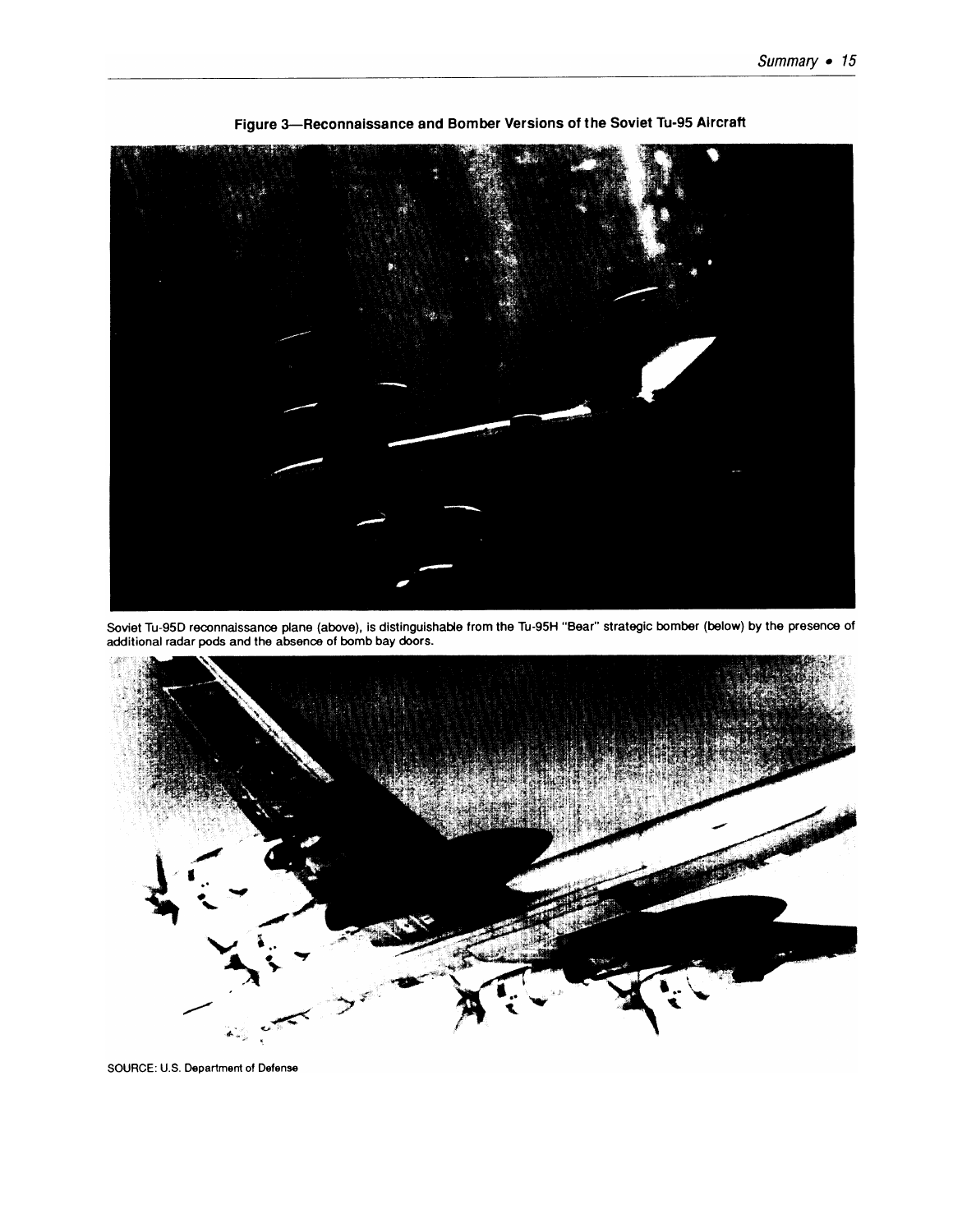**Figure 3—Reconnaissance and Bomber Versions of the Soviet Tu-95 Aircraft**

Soviet Tu-95D reconnaissance plane (above), is distinguishable from the Tu-95H "Bear" strategic bomber (below) by the presence of additional radar pods and the absence of bomb bay doors.

SOURCE: U.S. Department of Defense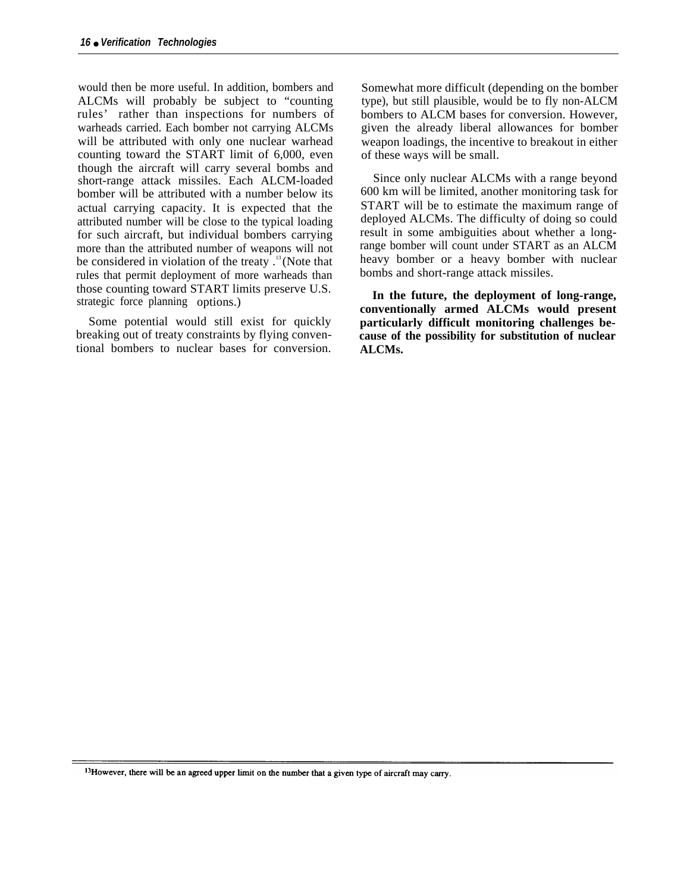would then be more useful. In addition, bombers and ALCMs will probably be subject to "counting rules' rather than inspections for numbers of warheads carried. Each bomber not carrying ALCMs will be attributed with only one nuclear warhead counting toward the START limit of 6,000, even though the aircraft will carry several bombs and short-range attack missiles. Each ALCM-loaded bomber will be attributed with a number below its actual carrying capacity. It is expected that the attributed number will be close to the typical loading for such aircraft, but individual bombers carrying more than the attributed number of weapons will not be considered in violation of the treaty.[13] (Note that rules that permit deployment of more warheads than those counting toward START limits preserve U.S. strategic force planning options.)

Some potential would still exist for quickly breaking out of treaty constraints by flying conventional bombers to nuclear bases for conversion. Somewhat more difficult (depending on the bomber type), but still plausible, would be to fly non-ALCM bombers to ALCM bases for conversion. However, given the already liberal allowances for bomber weapon loadings, the incentive to breakout in either of these ways will be small.

Since only nuclear ALCMs with a range beyond 600 km will be limited, another monitoring task for START will be to estimate the maximum range of deployed ALCMs. The difficulty of doing so could result in some ambiguities about whether a long-range bomber will count under START as an ALCM heavy bomber or a heavy bomber with nuclear bombs and short-range attack missiles.

**In the future, the deployment of long-range, conventionally armed ALCMs would present particularly difficult monitoring challenges because of the possibility for substitution of nuclear ALCMs.**

---

[13] However, there will be an agreed upper limit on the number that a given type of aircraft may carry.